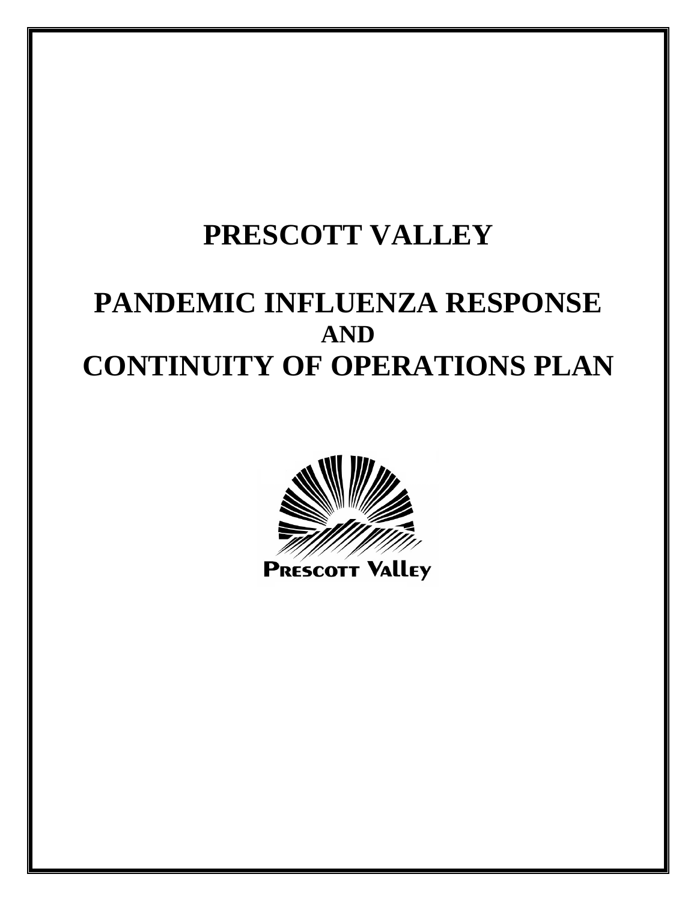# PRESCOTT VALLEY

# PANDEMIC INFLUENZA RESPONSE
## AND
# CONTINUITY OF OPERATIONS PLAN

PRESCOTT VALLEY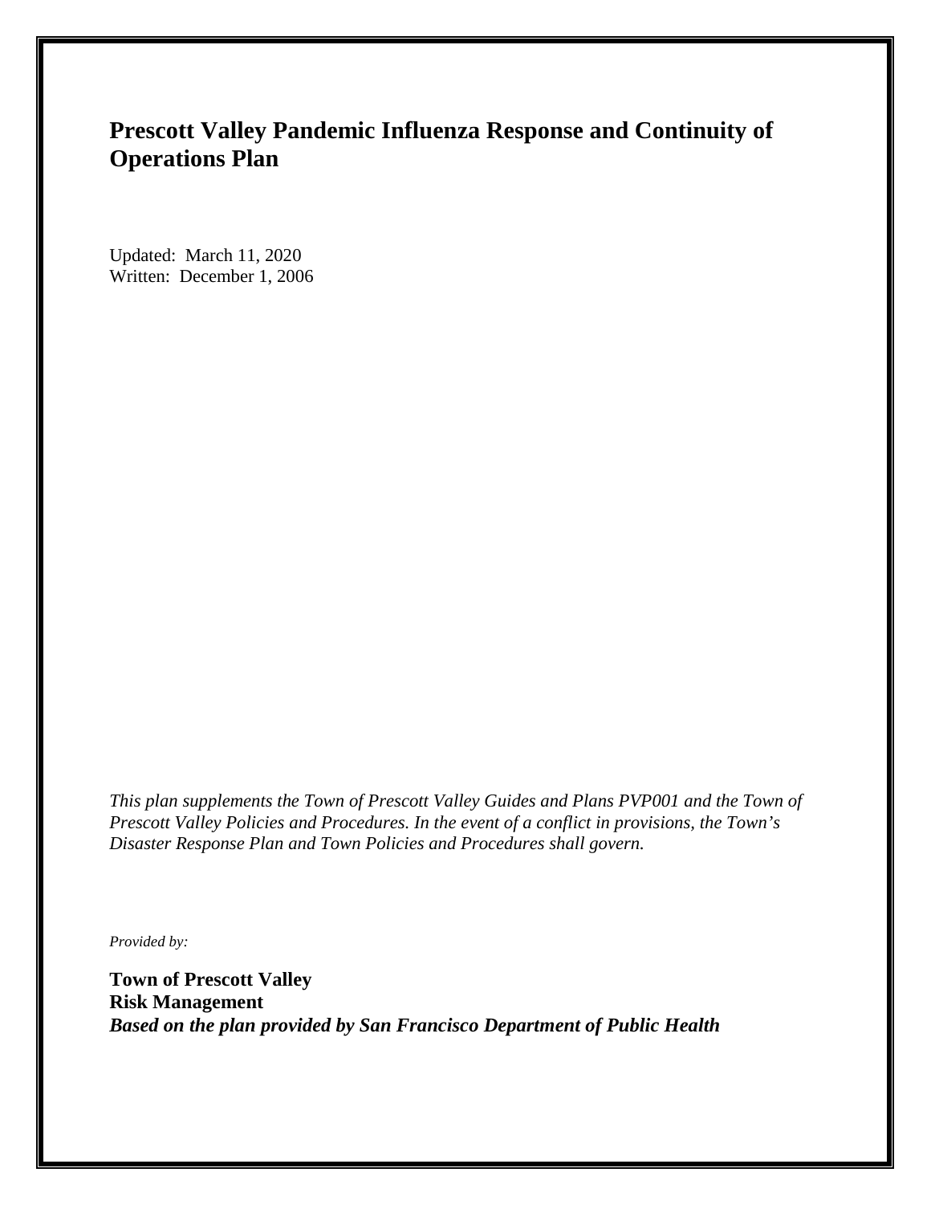# Prescott Valley Pandemic Influenza Response and Continuity of Operations Plan

Updated: March 11, 2020
Written: December 1, 2006

*This plan supplements the Town of Prescott Valley Guides and Plans PVP001 and the Town of Prescott Valley Policies and Procedures. In the event of a conflict in provisions, the Town's Disaster Response Plan and Town Policies and Procedures shall govern.*

*Provided by:*

**Town of Prescott Valley**
**Risk Management**
***Based on the plan provided by San Francisco Department of Public Health***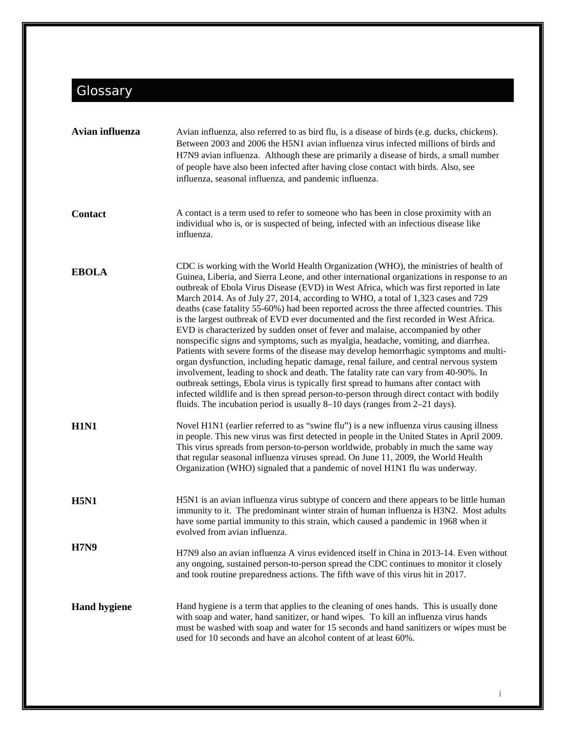# Glossary

**Avian influenza**

Avian influenza, also referred to as bird flu, is a disease of birds (e.g. ducks, chickens). Between 2003 and 2006 the H5N1 avian influenza virus infected millions of birds and H7N9 avian influenza. Although these are primarily a disease of birds, a small number of people have also been infected after having close contact with birds. Also, see influenza, seasonal influenza, and pandemic influenza.

**Contact**

A contact is a term used to refer to someone who has been in close proximity with an individual who is, or is suspected of being, infected with an infectious disease like influenza.

**EBOLA**

CDC is working with the World Health Organization (WHO), the ministries of health of Guinea, Liberia, and Sierra Leone, and other international organizations in response to an outbreak of Ebola Virus Disease (EVD) in West Africa, which was first reported in late March 2014. As of July 27, 2014, according to WHO, a total of 1,323 cases and 729 deaths (case fatality 55-60%) had been reported across the three affected countries. This is the largest outbreak of EVD ever documented and the first recorded in West Africa. EVD is characterized by sudden onset of fever and malaise, accompanied by other nonspecific signs and symptoms, such as myalgia, headache, vomiting, and diarrhea. Patients with severe forms of the disease may develop hemorrhagic symptoms and multi-organ dysfunction, including hepatic damage, renal failure, and central nervous system involvement, leading to shock and death. The fatality rate can vary from 40-90%. In outbreak settings, Ebola virus is typically first spread to humans after contact with infected wildlife and is then spread person-to-person through direct contact with bodily fluids. The incubation period is usually 8–10 days (ranges from 2–21 days).

**H1N1**

Novel H1N1 (earlier referred to as "swine flu") is a new influenza virus causing illness in people. This new virus was first detected in people in the United States in April 2009. This virus spreads from person-to-person worldwide, probably in much the same way that regular seasonal influenza viruses spread. On June 11, 2009, the World Health Organization (WHO) signaled that a pandemic of novel H1N1 flu was underway.

**H5N1**

H5N1 is an avian influenza virus subtype of concern and there appears to be little human immunity to it. The predominant winter strain of human influenza is H3N2. Most adults have some partial immunity to this strain, which caused a pandemic in 1968 when it evolved from avian influenza.

**H7N9**

H7N9 also an avian influenza A virus evidenced itself in China in 2013-14. Even without any ongoing, sustained person-to-person spread the CDC continues to monitor it closely and took routine preparedness actions. The fifth wave of this virus hit in 2017.

**Hand hygiene**

Hand hygiene is a term that applies to the cleaning of ones hands. This is usually done with soap and water, hand sanitizer, or hand wipes. To kill an influenza virus hands must be washed with soap and water for 15 seconds and hand sanitizers or wipes must be used for 10 seconds and have an alcohol content of at least 60%.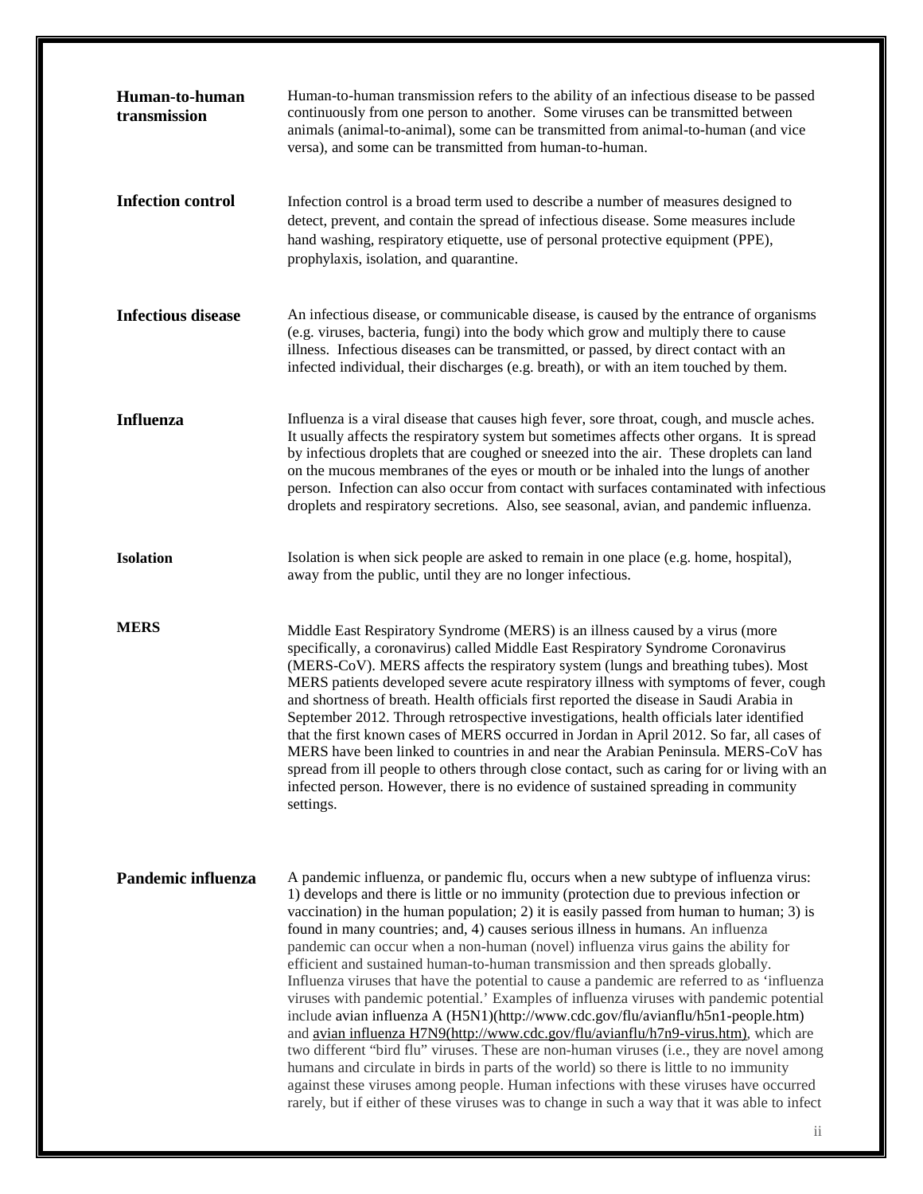**Human-to-human transmission**

Human-to-human transmission refers to the ability of an infectious disease to be passed continuously from one person to another. Some viruses can be transmitted between animals (animal-to-animal), some can be transmitted from animal-to-human (and vice versa), and some can be transmitted from human-to-human.

**Infection control**

Infection control is a broad term used to describe a number of measures designed to detect, prevent, and contain the spread of infectious disease. Some measures include hand washing, respiratory etiquette, use of personal protective equipment (PPE), prophylaxis, isolation, and quarantine.

**Infectious disease**

An infectious disease, or communicable disease, is caused by the entrance of organisms (e.g. viruses, bacteria, fungi) into the body which grow and multiply there to cause illness. Infectious diseases can be transmitted, or passed, by direct contact with an infected individual, their discharges (e.g. breath), or with an item touched by them.

**Influenza**

Influenza is a viral disease that causes high fever, sore throat, cough, and muscle aches. It usually affects the respiratory system but sometimes affects other organs. It is spread by infectious droplets that are coughed or sneezed into the air. These droplets can land on the mucous membranes of the eyes or mouth or be inhaled into the lungs of another person. Infection can also occur from contact with surfaces contaminated with infectious droplets and respiratory secretions. Also, see seasonal, avian, and pandemic influenza.

**Isolation**

Isolation is when sick people are asked to remain in one place (e.g. home, hospital), away from the public, until they are no longer infectious.

**MERS**

Middle East Respiratory Syndrome (MERS) is an illness caused by a virus (more specifically, a coronavirus) called Middle East Respiratory Syndrome Coronavirus (MERS-CoV). MERS affects the respiratory system (lungs and breathing tubes). Most MERS patients developed severe acute respiratory illness with symptoms of fever, cough and shortness of breath. Health officials first reported the disease in Saudi Arabia in September 2012. Through retrospective investigations, health officials later identified that the first known cases of MERS occurred in Jordan in April 2012. So far, all cases of MERS have been linked to countries in and near the Arabian Peninsula. MERS-CoV has spread from ill people to others through close contact, such as caring for or living with an infected person. However, there is no evidence of sustained spreading in community settings.

**Pandemic influenza**

A pandemic influenza, or pandemic flu, occurs when a new subtype of influenza virus: 1) develops and there is little or no immunity (protection due to previous infection or vaccination) in the human population; 2) it is easily passed from human to human; 3) is found in many countries; and, 4) causes serious illness in humans. An influenza pandemic can occur when a non-human (novel) influenza virus gains the ability for efficient and sustained human-to-human transmission and then spreads globally. Influenza viruses that have the potential to cause a pandemic are referred to as 'influenza viruses with pandemic potential.' Examples of influenza viruses with pandemic potential include avian influenza A (H5N1)(http://www.cdc.gov/flu/avianflu/h5n1-people.htm) and avian influenza H7N9(http://www.cdc.gov/flu/avianflu/h7n9-virus.htm), which are two different "bird flu" viruses. These are non-human viruses (i.e., they are novel among humans and circulate in birds in parts of the world) so there is little to no immunity against these viruses among people. Human infections with these viruses have occurred rarely, but if either of these viruses was to change in such a way that it was able to infect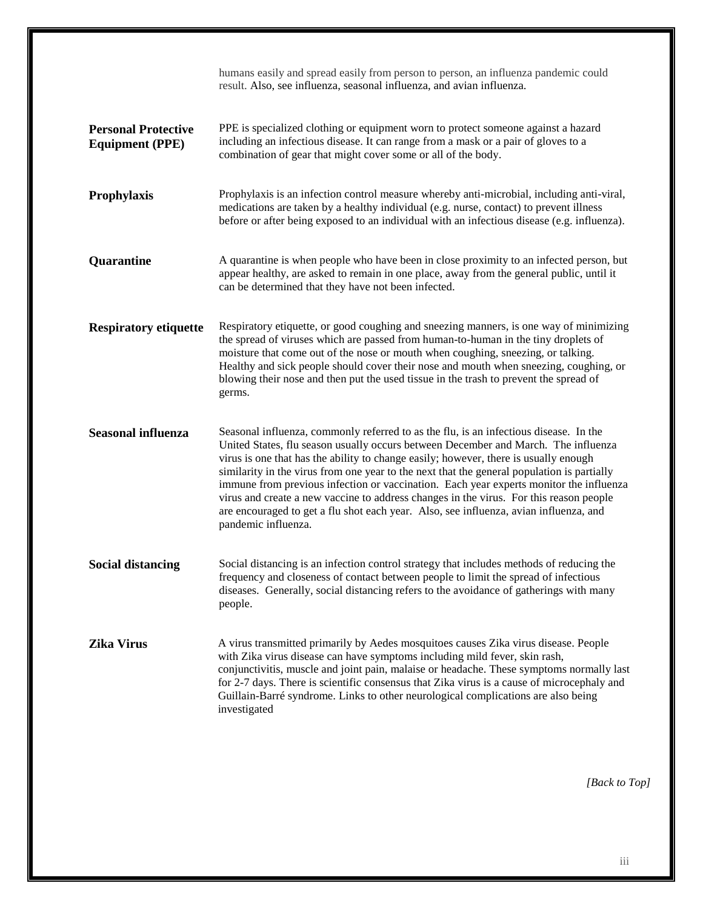humans easily and spread easily from person to person, an influenza pandemic could result. Also, see influenza, seasonal influenza, and avian influenza.

**Personal Protective Equipment (PPE)**

PPE is specialized clothing or equipment worn to protect someone against a hazard including an infectious disease. It can range from a mask or a pair of gloves to a combination of gear that might cover some or all of the body.

**Prophylaxis**

Prophylaxis is an infection control measure whereby anti-microbial, including anti-viral, medications are taken by a healthy individual (e.g. nurse, contact) to prevent illness before or after being exposed to an individual with an infectious disease (e.g. influenza).

**Quarantine**

A quarantine is when people who have been in close proximity to an infected person, but appear healthy, are asked to remain in one place, away from the general public, until it can be determined that they have not been infected.

**Respiratory etiquette**

Respiratory etiquette, or good coughing and sneezing manners, is one way of minimizing the spread of viruses which are passed from human-to-human in the tiny droplets of moisture that come out of the nose or mouth when coughing, sneezing, or talking. Healthy and sick people should cover their nose and mouth when sneezing, coughing, or blowing their nose and then put the used tissue in the trash to prevent the spread of germs.

**Seasonal influenza**

Seasonal influenza, commonly referred to as the flu, is an infectious disease. In the United States, flu season usually occurs between December and March. The influenza virus is one that has the ability to change easily; however, there is usually enough similarity in the virus from one year to the next that the general population is partially immune from previous infection or vaccination. Each year experts monitor the influenza virus and create a new vaccine to address changes in the virus. For this reason people are encouraged to get a flu shot each year. Also, see influenza, avian influenza, and pandemic influenza.

**Social distancing**

Social distancing is an infection control strategy that includes methods of reducing the frequency and closeness of contact between people to limit the spread of infectious diseases. Generally, social distancing refers to the avoidance of gatherings with many people.

**Zika Virus**

A virus transmitted primarily by Aedes mosquitoes causes Zika virus disease. People with Zika virus disease can have symptoms including mild fever, skin rash, conjunctivitis, muscle and joint pain, malaise or headache. These symptoms normally last for 2-7 days. There is scientific consensus that Zika virus is a cause of microcephaly and Guillain-Barré syndrome. Links to other neurological complications are also being investigated

*[Back to Top]*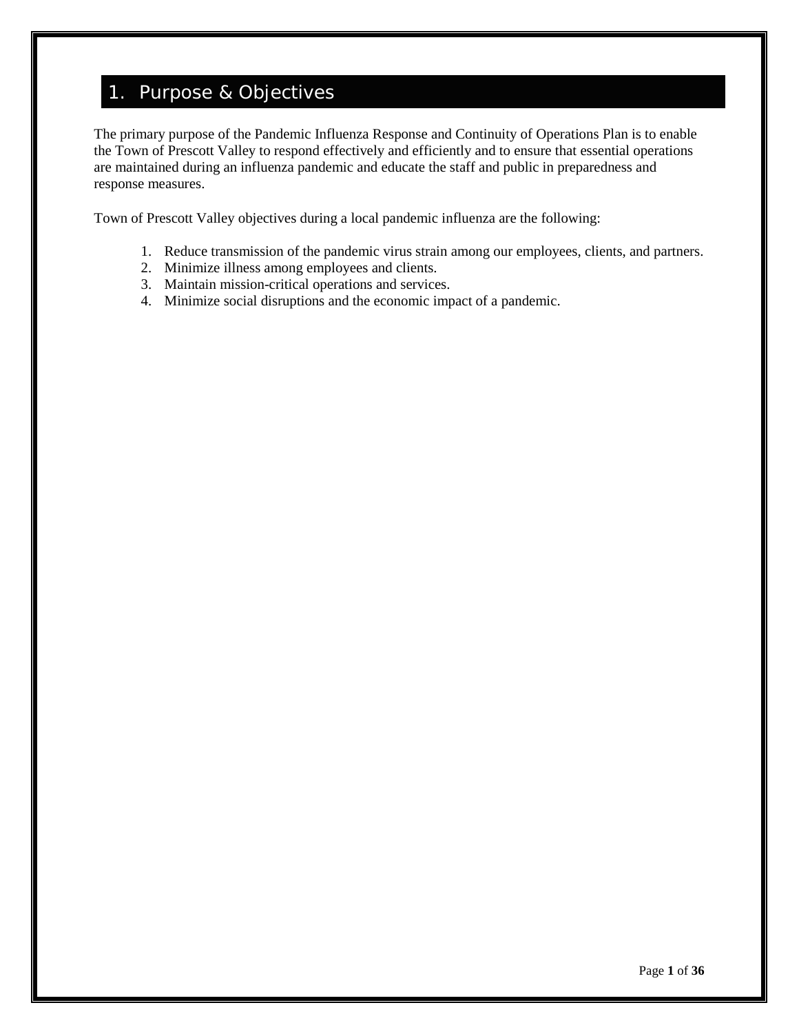# 1. Purpose & Objectives

The primary purpose of the Pandemic Influenza Response and Continuity of Operations Plan is to enable the Town of Prescott Valley to respond effectively and efficiently and to ensure that essential operations are maintained during an influenza pandemic and educate the staff and public in preparedness and response measures.

Town of Prescott Valley objectives during a local pandemic influenza are the following:

1. Reduce transmission of the pandemic virus strain among our employees, clients, and partners.
2. Minimize illness among employees and clients.
3. Maintain mission-critical operations and services.
4. Minimize social disruptions and the economic impact of a pandemic.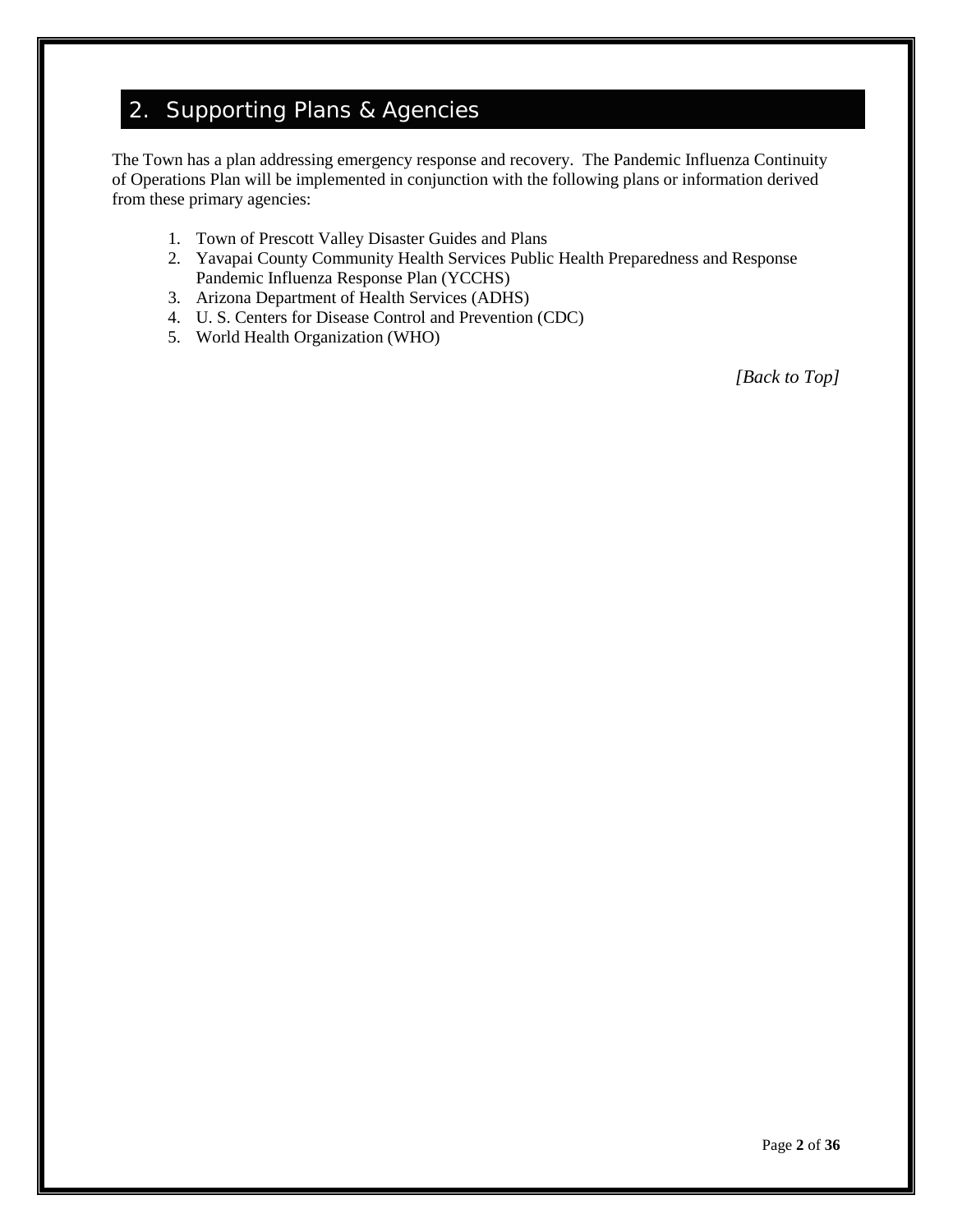## 2. Supporting Plans & Agencies

The Town has a plan addressing emergency response and recovery. The Pandemic Influenza Continuity of Operations Plan will be implemented in conjunction with the following plans or information derived from these primary agencies:

1. Town of Prescott Valley Disaster Guides and Plans
2. Yavapai County Community Health Services Public Health Preparedness and Response Pandemic Influenza Response Plan (YCCHS)
3. Arizona Department of Health Services (ADHS)
4. U. S. Centers for Disease Control and Prevention (CDC)
5. World Health Organization (WHO)

*[Back to Top]*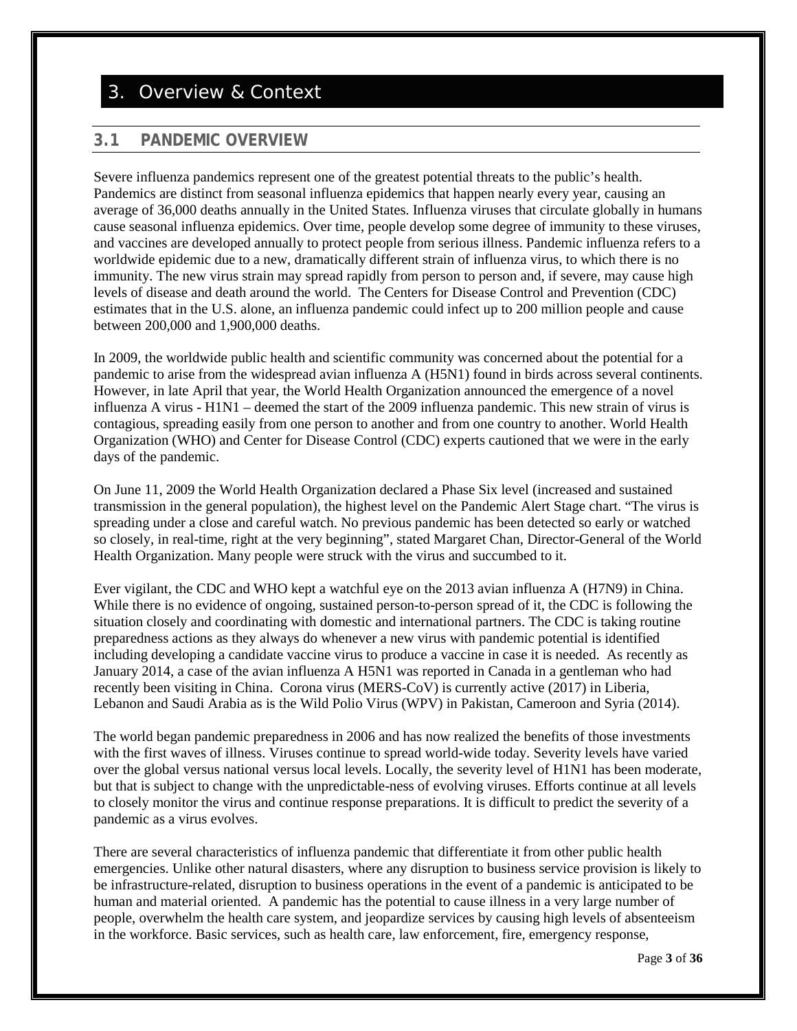# 3. Overview & Context

## 3.1 PANDEMIC OVERVIEW

Severe influenza pandemics represent one of the greatest potential threats to the public's health. Pandemics are distinct from seasonal influenza epidemics that happen nearly every year, causing an average of 36,000 deaths annually in the United States. Influenza viruses that circulate globally in humans cause seasonal influenza epidemics. Over time, people develop some degree of immunity to these viruses, and vaccines are developed annually to protect people from serious illness. Pandemic influenza refers to a worldwide epidemic due to a new, dramatically different strain of influenza virus, to which there is no immunity. The new virus strain may spread rapidly from person to person and, if severe, may cause high levels of disease and death around the world. The Centers for Disease Control and Prevention (CDC) estimates that in the U.S. alone, an influenza pandemic could infect up to 200 million people and cause between 200,000 and 1,900,000 deaths.

In 2009, the worldwide public health and scientific community was concerned about the potential for a pandemic to arise from the widespread avian influenza A (H5N1) found in birds across several continents. However, in late April that year, the World Health Organization announced the emergence of a novel influenza A virus - H1N1 – deemed the start of the 2009 influenza pandemic. This new strain of virus is contagious, spreading easily from one person to another and from one country to another. World Health Organization (WHO) and Center for Disease Control (CDC) experts cautioned that we were in the early days of the pandemic.

On June 11, 2009 the World Health Organization declared a Phase Six level (increased and sustained transmission in the general population), the highest level on the Pandemic Alert Stage chart. "The virus is spreading under a close and careful watch. No previous pandemic has been detected so early or watched so closely, in real-time, right at the very beginning", stated Margaret Chan, Director-General of the World Health Organization. Many people were struck with the virus and succumbed to it.

Ever vigilant, the CDC and WHO kept a watchful eye on the 2013 avian influenza A (H7N9) in China. While there is no evidence of ongoing, sustained person-to-person spread of it, the CDC is following the situation closely and coordinating with domestic and international partners. The CDC is taking routine preparedness actions as they always do whenever a new virus with pandemic potential is identified including developing a candidate vaccine virus to produce a vaccine in case it is needed. As recently as January 2014, a case of the avian influenza A H5N1 was reported in Canada in a gentleman who had recently been visiting in China. Corona virus (MERS-CoV) is currently active (2017) in Liberia, Lebanon and Saudi Arabia as is the Wild Polio Virus (WPV) in Pakistan, Cameroon and Syria (2014).

The world began pandemic preparedness in 2006 and has now realized the benefits of those investments with the first waves of illness. Viruses continue to spread world-wide today. Severity levels have varied over the global versus national versus local levels. Locally, the severity level of H1N1 has been moderate, but that is subject to change with the unpredictable-ness of evolving viruses. Efforts continue at all levels to closely monitor the virus and continue response preparations. It is difficult to predict the severity of a pandemic as a virus evolves.

There are several characteristics of influenza pandemic that differentiate it from other public health emergencies. Unlike other natural disasters, where any disruption to business service provision is likely to be infrastructure-related, disruption to business operations in the event of a pandemic is anticipated to be human and material oriented. A pandemic has the potential to cause illness in a very large number of people, overwhelm the health care system, and jeopardize services by causing high levels of absenteeism in the workforce. Basic services, such as health care, law enforcement, fire, emergency response,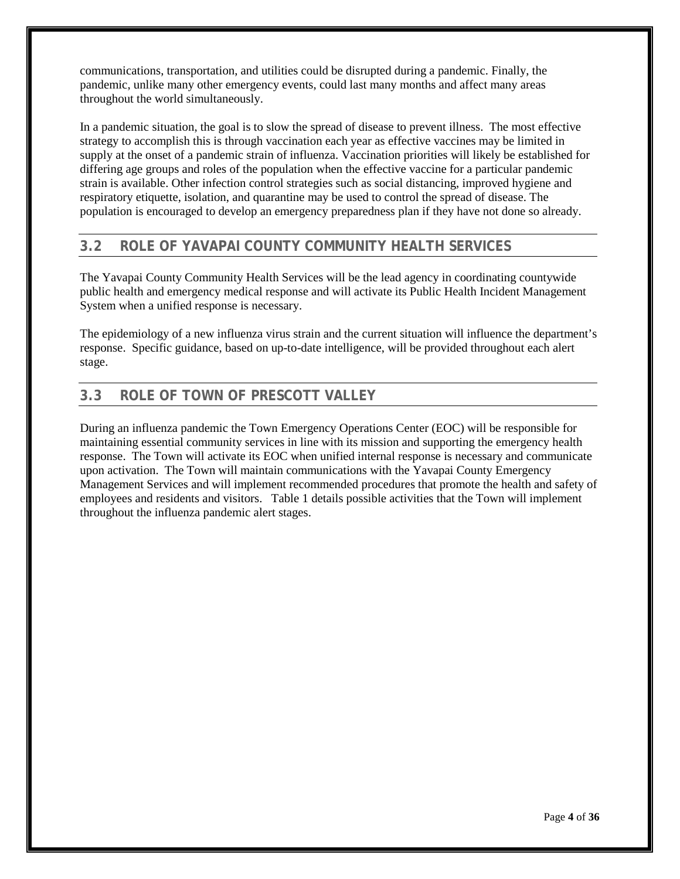communications, transportation, and utilities could be disrupted during a pandemic. Finally, the pandemic, unlike many other emergency events, could last many months and affect many areas throughout the world simultaneously.

In a pandemic situation, the goal is to slow the spread of disease to prevent illness. The most effective strategy to accomplish this is through vaccination each year as effective vaccines may be limited in supply at the onset of a pandemic strain of influenza. Vaccination priorities will likely be established for differing age groups and roles of the population when the effective vaccine for a particular pandemic strain is available. Other infection control strategies such as social distancing, improved hygiene and respiratory etiquette, isolation, and quarantine may be used to control the spread of disease. The population is encouraged to develop an emergency preparedness plan if they have not done so already.

## 3.2 ROLE OF YAVAPAI COUNTY COMMUNITY HEALTH SERVICES

The Yavapai County Community Health Services will be the lead agency in coordinating countywide public health and emergency medical response and will activate its Public Health Incident Management System when a unified response is necessary.

The epidemiology of a new influenza virus strain and the current situation will influence the department's response. Specific guidance, based on up-to-date intelligence, will be provided throughout each alert stage.

## 3.3 ROLE OF TOWN OF PRESCOTT VALLEY

During an influenza pandemic the Town Emergency Operations Center (EOC) will be responsible for maintaining essential community services in line with its mission and supporting the emergency health response. The Town will activate its EOC when unified internal response is necessary and communicate upon activation. The Town will maintain communications with the Yavapai County Emergency Management Services and will implement recommended procedures that promote the health and safety of employees and residents and visitors. Table 1 details possible activities that the Town will implement throughout the influenza pandemic alert stages.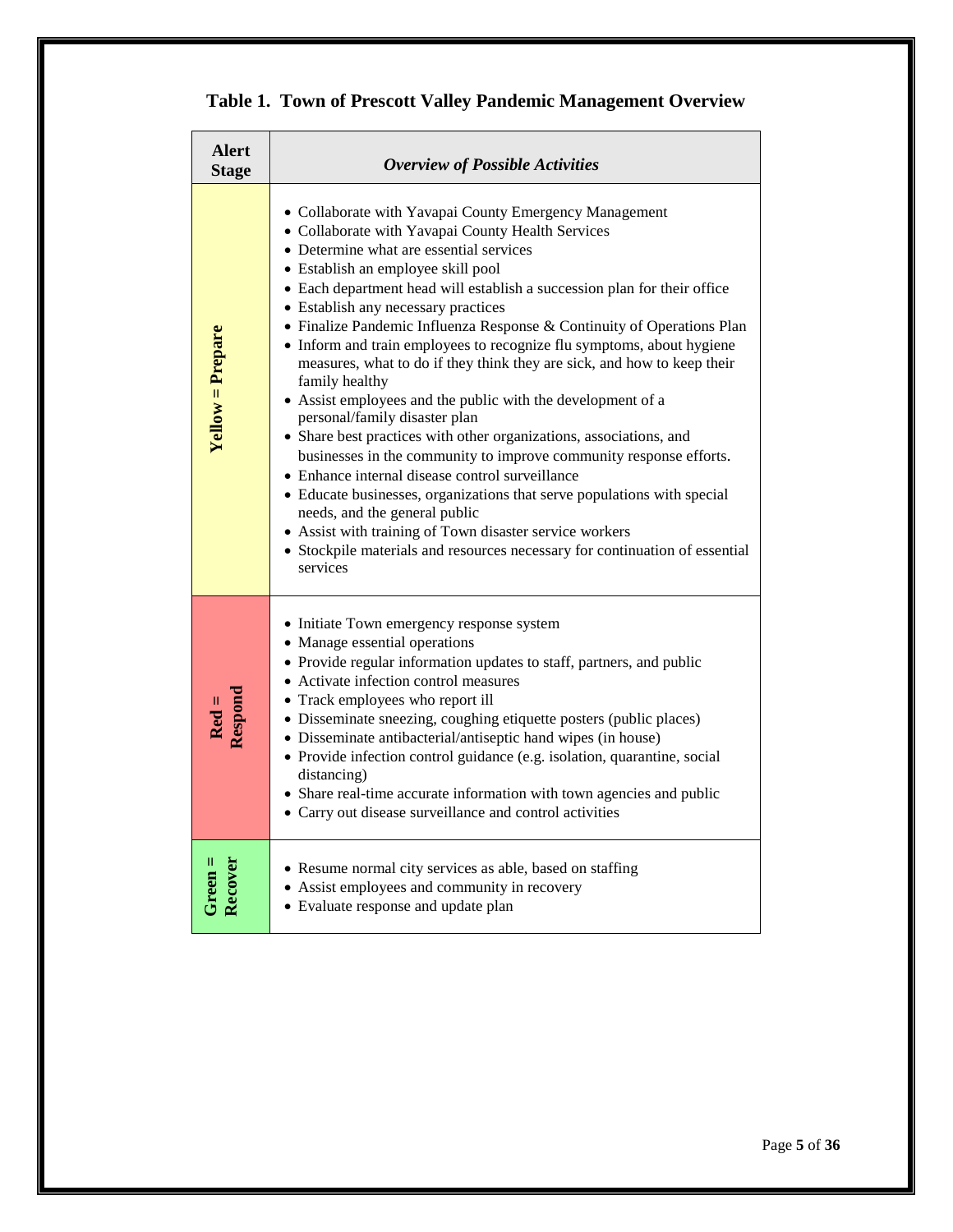**Table 1. Town of Prescott Valley Pandemic Management Overview**

| Alert Stage | *Overview of Possible Activities* |
|---|---|
| **Yellow = Prepare** | • Collaborate with Yavapai County Emergency Management<br>• Collaborate with Yavapai County Health Services<br>• Determine what are essential services<br>• Establish an employee skill pool<br>• Each department head will establish a succession plan for their office<br>• Establish any necessary practices<br>• Finalize Pandemic Influenza Response & Continuity of Operations Plan<br>• Inform and train employees to recognize flu symptoms, about hygiene measures, what to do if they think they are sick, and how to keep their family healthy<br>• Assist employees and the public with the development of a personal/family disaster plan<br>• Share best practices with other organizations, associations, and businesses in the community to improve community response efforts.<br>• Enhance internal disease control surveillance<br>• Educate businesses, organizations that serve populations with special needs, and the general public<br>• Assist with training of Town disaster service workers<br>• Stockpile materials and resources necessary for continuation of essential services |
| **Red = Respond** | • Initiate Town emergency response system<br>• Manage essential operations<br>• Provide regular information updates to staff, partners, and public<br>• Activate infection control measures<br>• Track employees who report ill<br>• Disseminate sneezing, coughing etiquette posters (public places)<br>• Disseminate antibacterial/antiseptic hand wipes (in house)<br>• Provide infection control guidance (e.g. isolation, quarantine, social distancing)<br>• Share real-time accurate information with town agencies and public<br>• Carry out disease surveillance and control activities |
| **Green = Recover** | • Resume normal city services as able, based on staffing<br>• Assist employees and community in recovery<br>• Evaluate response and update plan |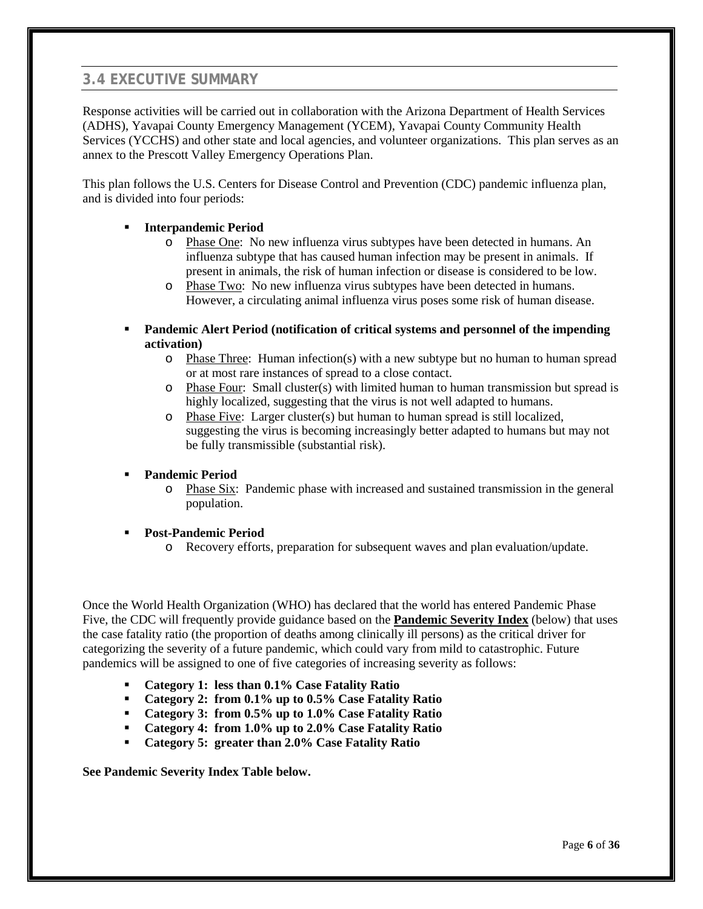## 3.4 EXECUTIVE SUMMARY

Response activities will be carried out in collaboration with the Arizona Department of Health Services (ADHS), Yavapai County Emergency Management (YCEM), Yavapai County Community Health Services (YCCHS) and other state and local agencies, and volunteer organizations. This plan serves as an annex to the Prescott Valley Emergency Operations Plan.

This plan follows the U.S. Centers for Disease Control and Prevention (CDC) pandemic influenza plan, and is divided into four periods:

- **Interpandemic Period**
  - Phase One: No new influenza virus subtypes have been detected in humans. An influenza subtype that has caused human infection may be present in animals. If present in animals, the risk of human infection or disease is considered to be low.
  - Phase Two: No new influenza virus subtypes have been detected in humans. However, a circulating animal influenza virus poses some risk of human disease.
- **Pandemic Alert Period (notification of critical systems and personnel of the impending activation)**
  - Phase Three: Human infection(s) with a new subtype but no human to human spread or at most rare instances of spread to a close contact.
  - Phase Four: Small cluster(s) with limited human to human transmission but spread is highly localized, suggesting that the virus is not well adapted to humans.
  - Phase Five: Larger cluster(s) but human to human spread is still localized, suggesting the virus is becoming increasingly better adapted to humans but may not be fully transmissible (substantial risk).
- **Pandemic Period**
  - Phase Six: Pandemic phase with increased and sustained transmission in the general population.
- **Post-Pandemic Period**
  - Recovery efforts, preparation for subsequent waves and plan evaluation/update.

Once the World Health Organization (WHO) has declared that the world has entered Pandemic Phase Five, the CDC will frequently provide guidance based on the **Pandemic Severity Index** (below) that uses the case fatality ratio (the proportion of deaths among clinically ill persons) as the critical driver for categorizing the severity of a future pandemic, which could vary from mild to catastrophic. Future pandemics will be assigned to one of five categories of increasing severity as follows:

- **Category 1: less than 0.1% Case Fatality Ratio**
- **Category 2: from 0.1% up to 0.5% Case Fatality Ratio**
- **Category 3: from 0.5% up to 1.0% Case Fatality Ratio**
- **Category 4: from 1.0% up to 2.0% Case Fatality Ratio**
- **Category 5: greater than 2.0% Case Fatality Ratio**

**See Pandemic Severity Index Table below.**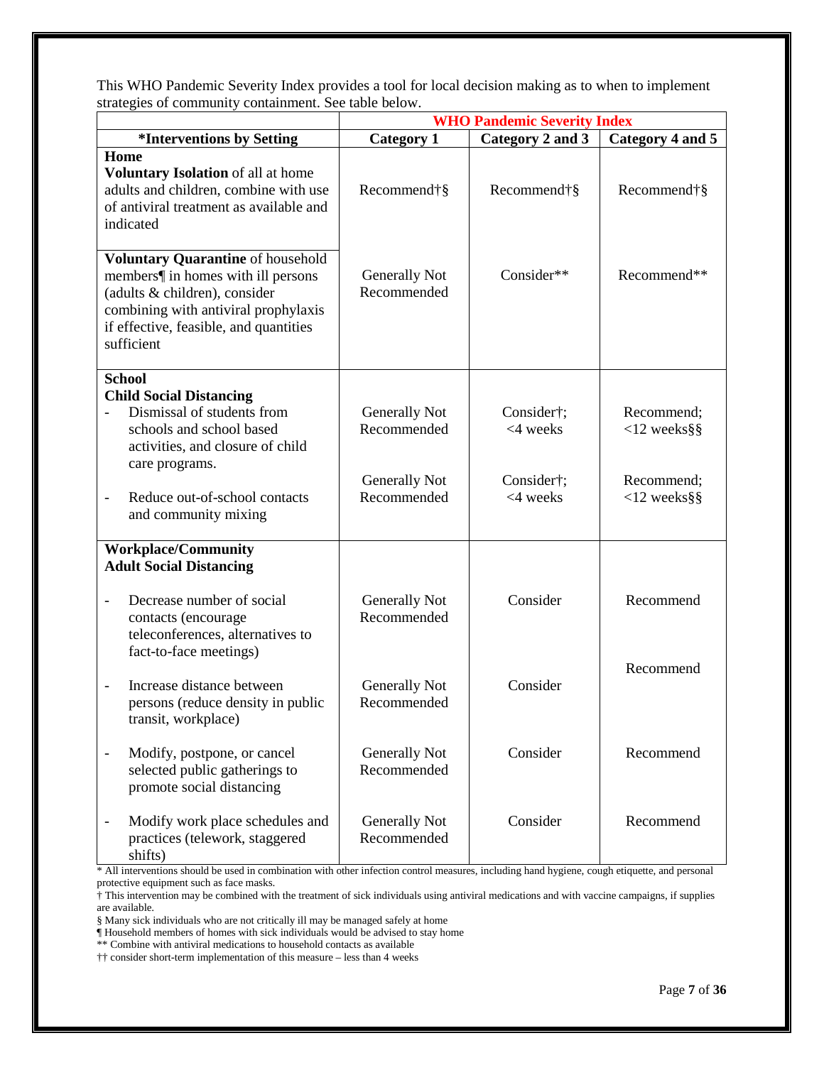This WHO Pandemic Severity Index provides a tool for local decision making as to when to implement strategies of community containment. See table below.

| | WHO Pandemic Severity Index | | |
|---|---|---|---|
| ***Interventions by Setting** | **Category 1** | **Category 2 and 3** | **Category 4 and 5** |
| **Home** | | | |
| **Voluntary Isolation** of all at home adults and children, combine with use of antiviral treatment as available and indicated | Recommend†§ | Recommend†§ | Recommend†§ |
| **Voluntary Quarantine** of household members¶ in homes with ill persons (adults & children), consider combining with antiviral prophylaxis if effective, feasible, and quantities sufficient | Generally Not Recommended | Consider** | Recommend** |
| **School** | | | |
| **Child Social Distancing** | | | |
| - Dismissal of students from schools and school based activities, and closure of child care programs. | Generally Not Recommended | Consider†; <4 weeks | Recommend; <12 weeks§§ |
| - Reduce out-of-school contacts and community mixing | Generally Not Recommended | Consider†; <4 weeks | Recommend; <12 weeks§§ |
| **Workplace/Community** | | | |
| **Adult Social Distancing** | | | |
| - Decrease number of social contacts (encourage teleconferences, alternatives to fact-to-face meetings) | Generally Not Recommended | Consider | Recommend |
| - Increase distance between persons (reduce density in public transit, workplace) | Generally Not Recommended | Consider | Recommend |
| - Modify, postpone, or cancel selected public gatherings to promote social distancing | Generally Not Recommended | Consider | Recommend |
| - Modify work place schedules and practices (telework, staggered shifts) | Generally Not Recommended | Consider | Recommend |

* All interventions should be used in combination with other infection control measures, including hand hygiene, cough etiquette, and personal protective equipment such as face masks.

† This intervention may be combined with the treatment of sick individuals using antiviral medications and with vaccine campaigns, if supplies are available.

§ Many sick individuals who are not critically ill may be managed safely at home

¶ Household members of homes with sick individuals would be advised to stay home

** Combine with antiviral medications to household contacts as available

†† consider short-term implementation of this measure – less than 4 weeks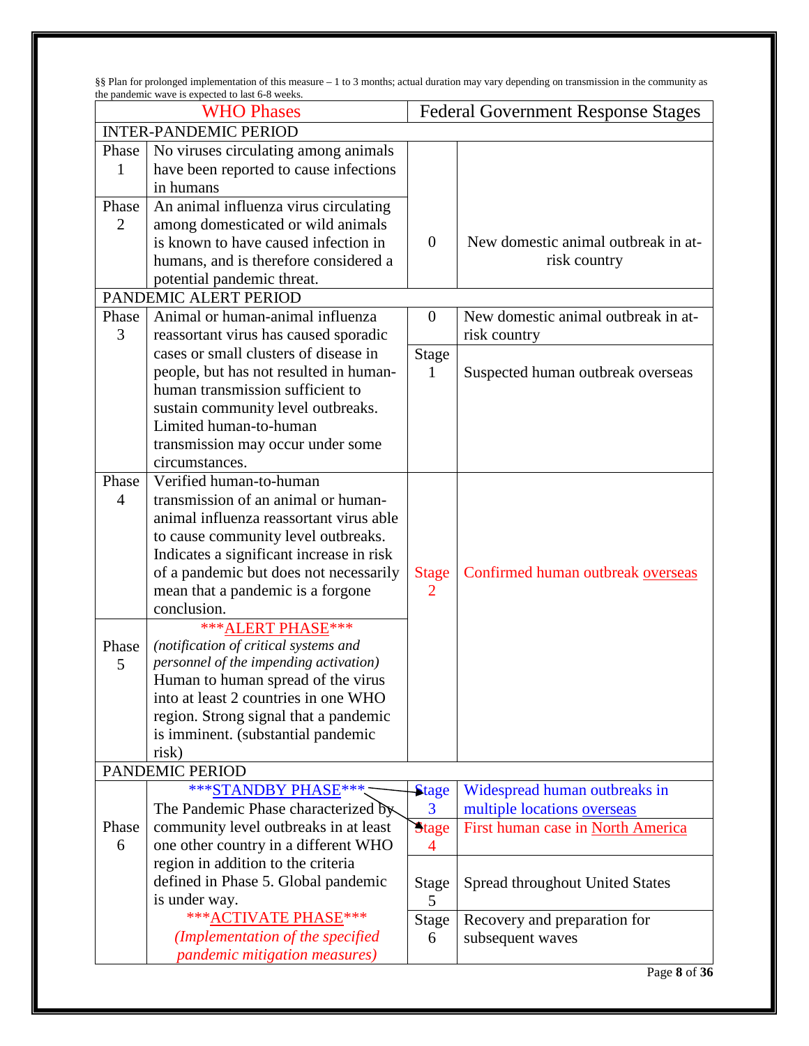§§ Plan for prolonged implementation of this measure – 1 to 3 months; actual duration may vary depending on transmission in the community as the pandemic wave is expected to last 6-8 weeks.

| WHO Phases | | Federal Government Response Stages | |
|---|---|---|---|
| INTER-PANDEMIC PERIOD | | | |
| Phase 1 | No viruses circulating among animals have been reported to cause infections in humans | 0 | New domestic animal outbreak in at-risk country |
| Phase 2 | An animal influenza virus circulating among domesticated or wild animals is known to have caused infection in humans, and is therefore considered a potential pandemic threat. | | |
| PANDEMIC ALERT PERIOD | | | |
| Phase 3 | Animal or human-animal influenza reassortant virus has caused sporadic cases or small clusters of disease in people, but has not resulted in human-human transmission sufficient to sustain community level outbreaks. Limited human-to-human transmission may occur under some circumstances. | 0 | New domestic animal outbreak in at-risk country |
| | | Stage 1 | Suspected human outbreak overseas |
| Phase 4 | Verified human-to-human transmission of an animal or human-animal influenza reassortant virus able to cause community level outbreaks. Indicates a significant increase in risk of a pandemic but does not necessarily mean that a pandemic is a forgone conclusion. | Stage 2 | Confirmed human outbreak overseas |
| Phase 5 | ***ALERT PHASE*** *(notification of critical systems and personnel of the impending activation)* Human to human spread of the virus into at least 2 countries in one WHO region. Strong signal that a pandemic is imminent. (substantial pandemic risk) | | |
| PANDEMIC PERIOD | | | |
| Phase 6 | ***STANDBY PHASE*** The Pandemic Phase characterized by community level outbreaks in at least one other country in a different WHO region in addition to the criteria defined in Phase 5. Global pandemic is under way. ***ACTIVATE PHASE*** *(Implementation of the specified pandemic mitigation measures)* | Stage 3 | Widespread human outbreaks in multiple locations overseas |
| | | Stage 4 | First human case in North America |
| | | Stage 5 | Spread throughout United States |
| | | Stage 6 | Recovery and preparation for subsequent waves |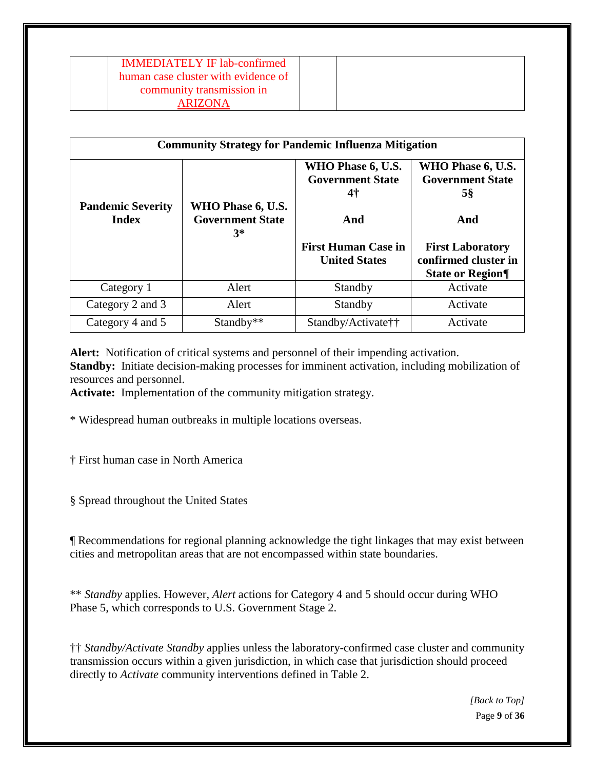| | IMMEDIATELY IF lab-confirmed human case cluster with evidence of community transmission in ARIZONA | | |
|---|---|---|---|

| Community Strategy for Pandemic Influenza Mitigation | | | |
|---|---|---|---|
| **Pandemic Severity Index** | **WHO Phase 6, U.S. Government State 3*** | **WHO Phase 6, U.S. Government State 4† And First Human Case in United States** | **WHO Phase 6, U.S. Government State 5§ And First Laboratory confirmed cluster in State or Region¶** |
| Category 1 | Alert | Standby | Activate |
| Category 2 and 3 | Alert | Standby | Activate |
| Category 4 and 5 | Standby** | Standby/Activate†† | Activate |

**Alert:** Notification of critical systems and personnel of their impending activation.
**Standby:** Initiate decision-making processes for imminent activation, including mobilization of resources and personnel.
**Activate:** Implementation of the community mitigation strategy.

* Widespread human outbreaks in multiple locations overseas.

† First human case in North America

§ Spread throughout the United States

¶ Recommendations for regional planning acknowledge the tight linkages that may exist between cities and metropolitan areas that are not encompassed within state boundaries.

** *Standby* applies. However, *Alert* actions for Category 4 and 5 should occur during WHO Phase 5, which corresponds to U.S. Government Stage 2.

†† *Standby/Activate Standby* applies unless the laboratory-confirmed case cluster and community transmission occurs within a given jurisdiction, in which case that jurisdiction should proceed directly to *Activate* community interventions defined in Table 2.

*[Back to Top]*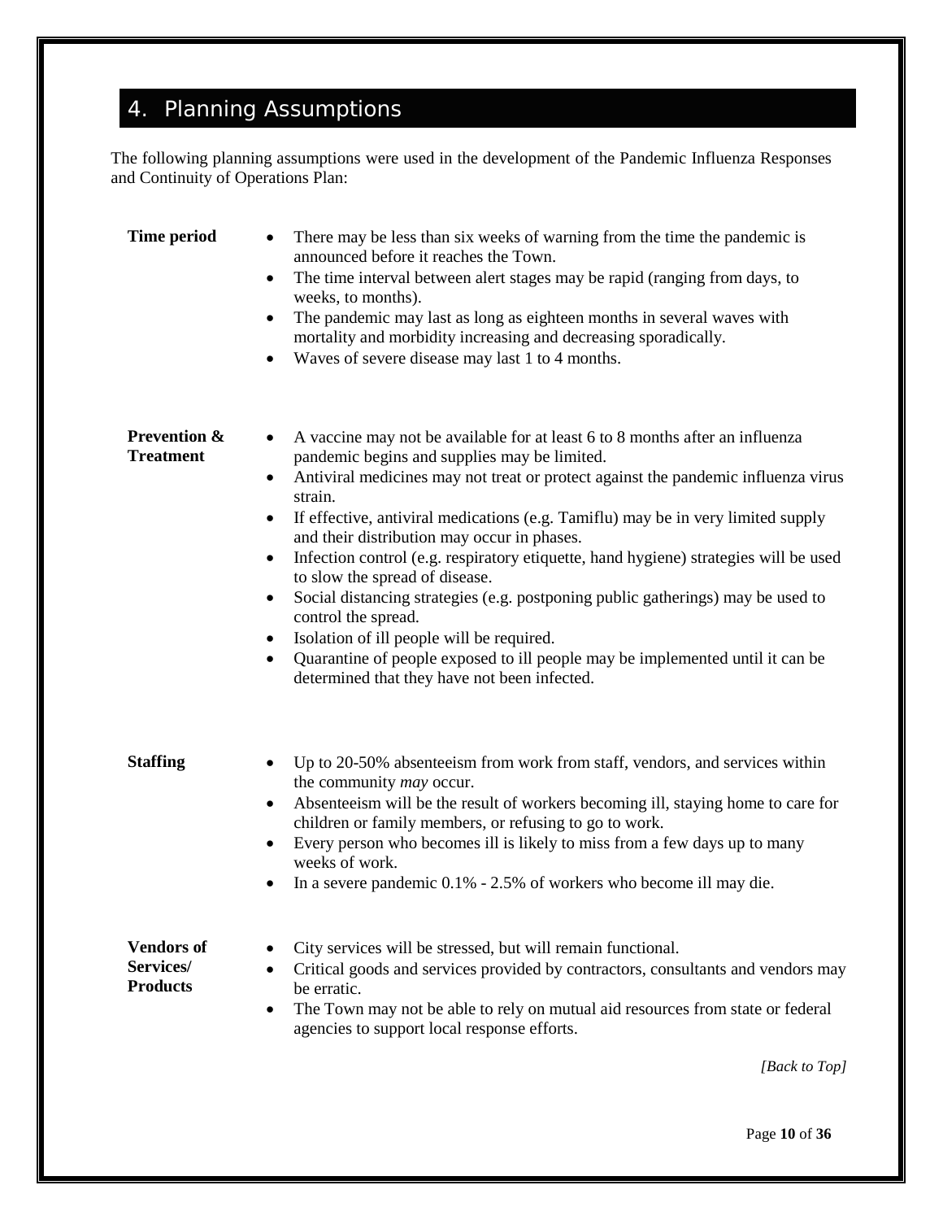# 4. Planning Assumptions

The following planning assumptions were used in the development of the Pandemic Influenza Responses and Continuity of Operations Plan:

**Time period**

- There may be less than six weeks of warning from the time the pandemic is announced before it reaches the Town.
- The time interval between alert stages may be rapid (ranging from days, to weeks, to months).
- The pandemic may last as long as eighteen months in several waves with mortality and morbidity increasing and decreasing sporadically.
- Waves of severe disease may last 1 to 4 months.

**Prevention & Treatment**

- A vaccine may not be available for at least 6 to 8 months after an influenza pandemic begins and supplies may be limited.
- Antiviral medicines may not treat or protect against the pandemic influenza virus strain.
- If effective, antiviral medications (e.g. Tamiflu) may be in very limited supply and their distribution may occur in phases.
- Infection control (e.g. respiratory etiquette, hand hygiene) strategies will be used to slow the spread of disease.
- Social distancing strategies (e.g. postponing public gatherings) may be used to control the spread.
- Isolation of ill people will be required.
- Quarantine of people exposed to ill people may be implemented until it can be determined that they have not been infected.

**Staffing**

- Up to 20-50% absenteeism from work from staff, vendors, and services within the community *may* occur.
- Absenteeism will be the result of workers becoming ill, staying home to care for children or family members, or refusing to go to work.
- Every person who becomes ill is likely to miss from a few days up to many weeks of work.
- In a severe pandemic 0.1% - 2.5% of workers who become ill may die.

**Vendors of Services/ Products**

- City services will be stressed, but will remain functional.
- Critical goods and services provided by contractors, consultants and vendors may be erratic.
- The Town may not be able to rely on mutual aid resources from state or federal agencies to support local response efforts.

*[Back to Top]*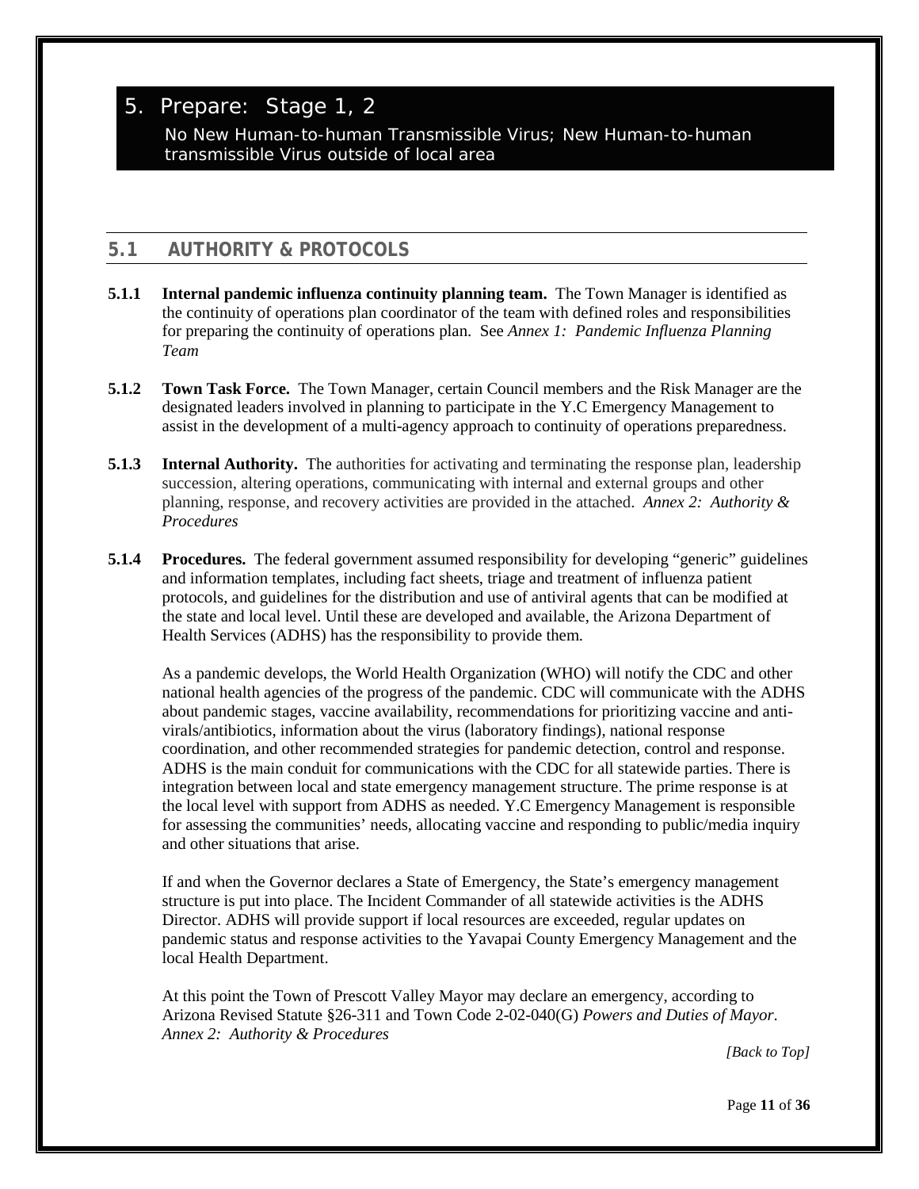# 5. Prepare: Stage 1, 2

No New Human-to-human Transmissible Virus; New Human-to-human transmissible Virus outside of local area

## 5.1 AUTHORITY & PROTOCOLS

**5.1.1 Internal pandemic influenza continuity planning team.** The Town Manager is identified as the continuity of operations plan coordinator of the team with defined roles and responsibilities for preparing the continuity of operations plan. See *Annex 1: Pandemic Influenza Planning Team*

**5.1.2 Town Task Force.** The Town Manager, certain Council members and the Risk Manager are the designated leaders involved in planning to participate in the Y.C Emergency Management to assist in the development of a multi-agency approach to continuity of operations preparedness.

**5.1.3 Internal Authority.** The authorities for activating and terminating the response plan, leadership succession, altering operations, communicating with internal and external groups and other planning, response, and recovery activities are provided in the attached. *Annex 2: Authority & Procedures*

**5.1.4 Procedures.** The federal government assumed responsibility for developing "generic" guidelines and information templates, including fact sheets, triage and treatment of influenza patient protocols, and guidelines for the distribution and use of antiviral agents that can be modified at the state and local level. Until these are developed and available, the Arizona Department of Health Services (ADHS) has the responsibility to provide them.

As a pandemic develops, the World Health Organization (WHO) will notify the CDC and other national health agencies of the progress of the pandemic. CDC will communicate with the ADHS about pandemic stages, vaccine availability, recommendations for prioritizing vaccine and anti-virals/antibiotics, information about the virus (laboratory findings), national response coordination, and other recommended strategies for pandemic detection, control and response. ADHS is the main conduit for communications with the CDC for all statewide parties. There is integration between local and state emergency management structure. The prime response is at the local level with support from ADHS as needed. Y.C Emergency Management is responsible for assessing the communities' needs, allocating vaccine and responding to public/media inquiry and other situations that arise.

If and when the Governor declares a State of Emergency, the State's emergency management structure is put into place. The Incident Commander of all statewide activities is the ADHS Director. ADHS will provide support if local resources are exceeded, regular updates on pandemic status and response activities to the Yavapai County Emergency Management and the local Health Department.

At this point the Town of Prescott Valley Mayor may declare an emergency, according to Arizona Revised Statute §26-311 and Town Code 2-02-040(G) *Powers and Duties of Mayor*. *Annex 2: Authority & Procedures*

*[Back to Top]*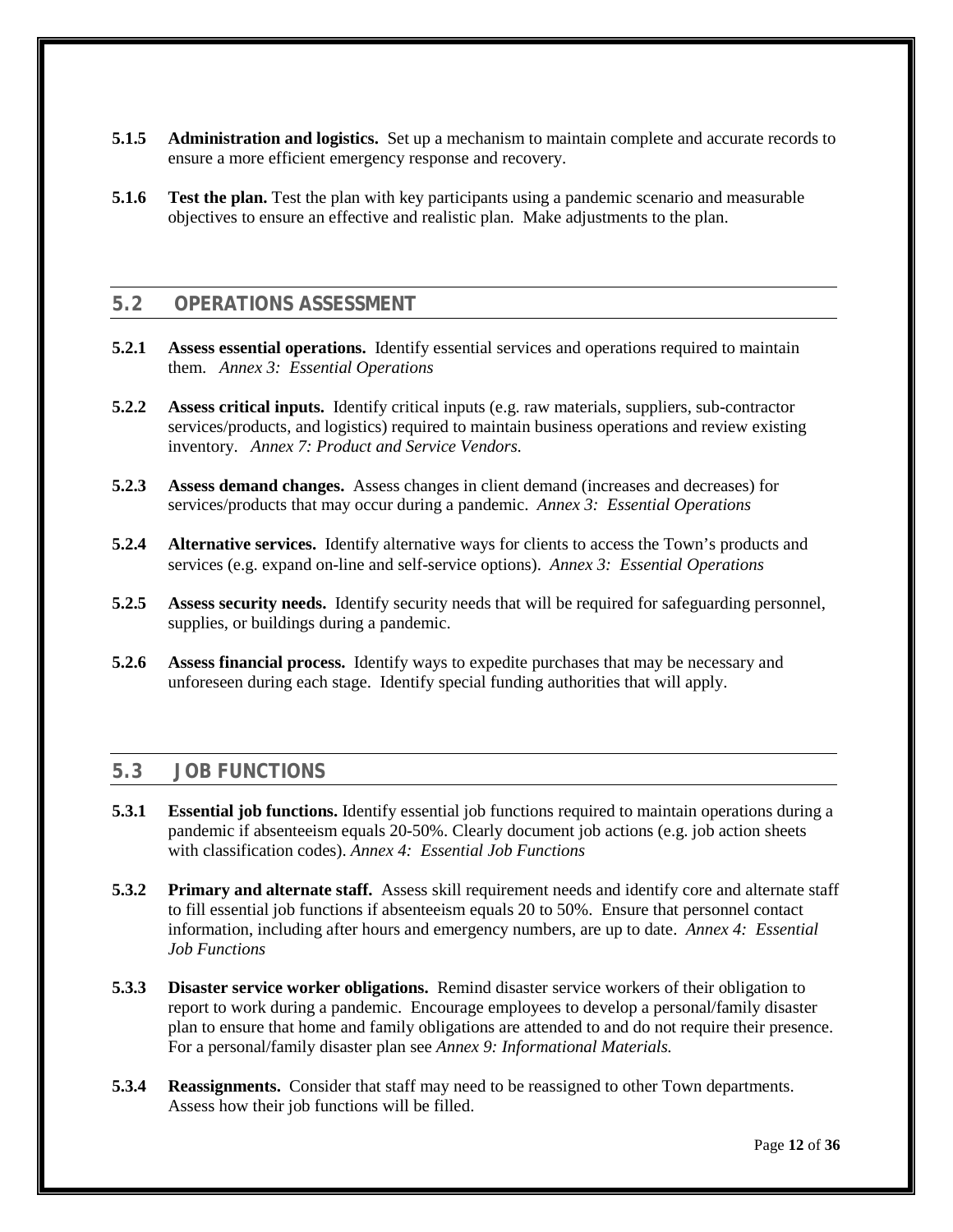**5.1.5 Administration and logistics.** Set up a mechanism to maintain complete and accurate records to ensure a more efficient emergency response and recovery.

**5.1.6 Test the plan.** Test the plan with key participants using a pandemic scenario and measurable objectives to ensure an effective and realistic plan. Make adjustments to the plan.

## 5.2 OPERATIONS ASSESSMENT

**5.2.1 Assess essential operations.** Identify essential services and operations required to maintain them. *Annex 3: Essential Operations*

**5.2.2 Assess critical inputs.** Identify critical inputs (e.g. raw materials, suppliers, sub-contractor services/products, and logistics) required to maintain business operations and review existing inventory. *Annex 7: Product and Service Vendors.*

**5.2.3 Assess demand changes.** Assess changes in client demand (increases and decreases) for services/products that may occur during a pandemic. *Annex 3: Essential Operations*

**5.2.4 Alternative services.** Identify alternative ways for clients to access the Town's products and services (e.g. expand on-line and self-service options). *Annex 3: Essential Operations*

**5.2.5 Assess security needs.** Identify security needs that will be required for safeguarding personnel, supplies, or buildings during a pandemic.

**5.2.6 Assess financial process.** Identify ways to expedite purchases that may be necessary and unforeseen during each stage. Identify special funding authorities that will apply.

## 5.3 JOB FUNCTIONS

**5.3.1 Essential job functions.** Identify essential job functions required to maintain operations during a pandemic if absenteeism equals 20-50%. Clearly document job actions (e.g. job action sheets with classification codes). *Annex 4: Essential Job Functions*

**5.3.2 Primary and alternate staff.** Assess skill requirement needs and identify core and alternate staff to fill essential job functions if absenteeism equals 20 to 50%. Ensure that personnel contact information, including after hours and emergency numbers, are up to date. *Annex 4: Essential Job Functions*

**5.3.3 Disaster service worker obligations.** Remind disaster service workers of their obligation to report to work during a pandemic. Encourage employees to develop a personal/family disaster plan to ensure that home and family obligations are attended to and do not require their presence. For a personal/family disaster plan see *Annex 9: Informational Materials.*

**5.3.4 Reassignments.** Consider that staff may need to be reassigned to other Town departments. Assess how their job functions will be filled.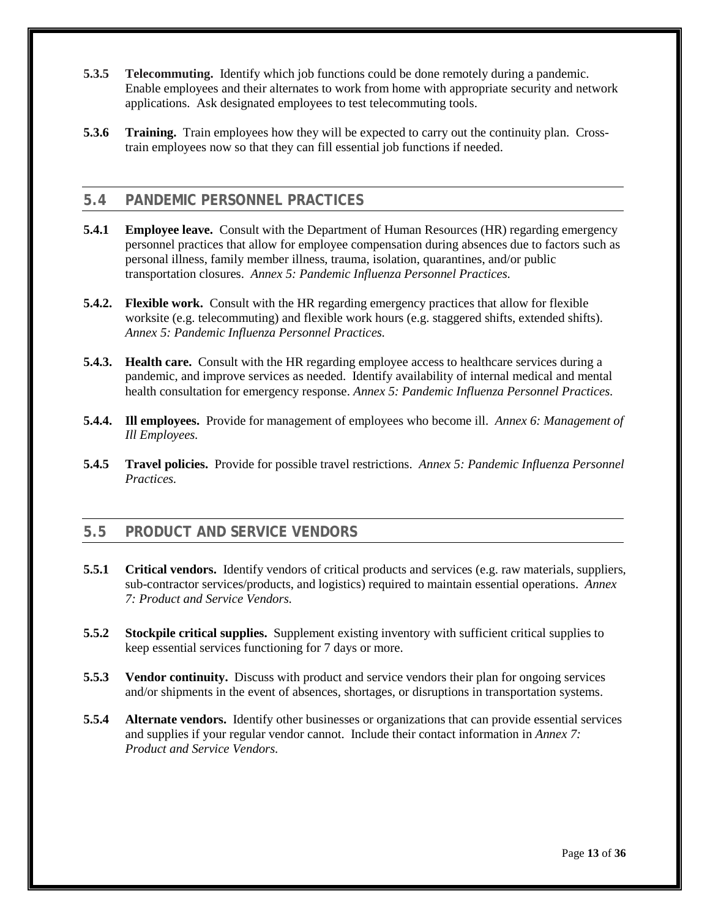**5.3.5 Telecommuting.** Identify which job functions could be done remotely during a pandemic. Enable employees and their alternates to work from home with appropriate security and network applications. Ask designated employees to test telecommuting tools.

**5.3.6 Training.** Train employees how they will be expected to carry out the continuity plan. Cross-train employees now so that they can fill essential job functions if needed.

## 5.4 PANDEMIC PERSONNEL PRACTICES

**5.4.1 Employee leave.** Consult with the Department of Human Resources (HR) regarding emergency personnel practices that allow for employee compensation during absences due to factors such as personal illness, family member illness, trauma, isolation, quarantines, and/or public transportation closures. *Annex 5: Pandemic Influenza Personnel Practices.*

**5.4.2. Flexible work.** Consult with the HR regarding emergency practices that allow for flexible worksite (e.g. telecommuting) and flexible work hours (e.g. staggered shifts, extended shifts). *Annex 5: Pandemic Influenza Personnel Practices.*

**5.4.3. Health care.** Consult with the HR regarding employee access to healthcare services during a pandemic, and improve services as needed. Identify availability of internal medical and mental health consultation for emergency response. *Annex 5: Pandemic Influenza Personnel Practices.*

**5.4.4. Ill employees.** Provide for management of employees who become ill. *Annex 6: Management of Ill Employees.*

**5.4.5 Travel policies.** Provide for possible travel restrictions. *Annex 5: Pandemic Influenza Personnel Practices.*

## 5.5 PRODUCT AND SERVICE VENDORS

**5.5.1 Critical vendors.** Identify vendors of critical products and services (e.g. raw materials, suppliers, sub-contractor services/products, and logistics) required to maintain essential operations. *Annex 7: Product and Service Vendors.*

**5.5.2 Stockpile critical supplies.** Supplement existing inventory with sufficient critical supplies to keep essential services functioning for 7 days or more.

**5.5.3 Vendor continuity.** Discuss with product and service vendors their plan for ongoing services and/or shipments in the event of absences, shortages, or disruptions in transportation systems.

**5.5.4 Alternate vendors.** Identify other businesses or organizations that can provide essential services and supplies if your regular vendor cannot. Include their contact information in *Annex 7: Product and Service Vendors.*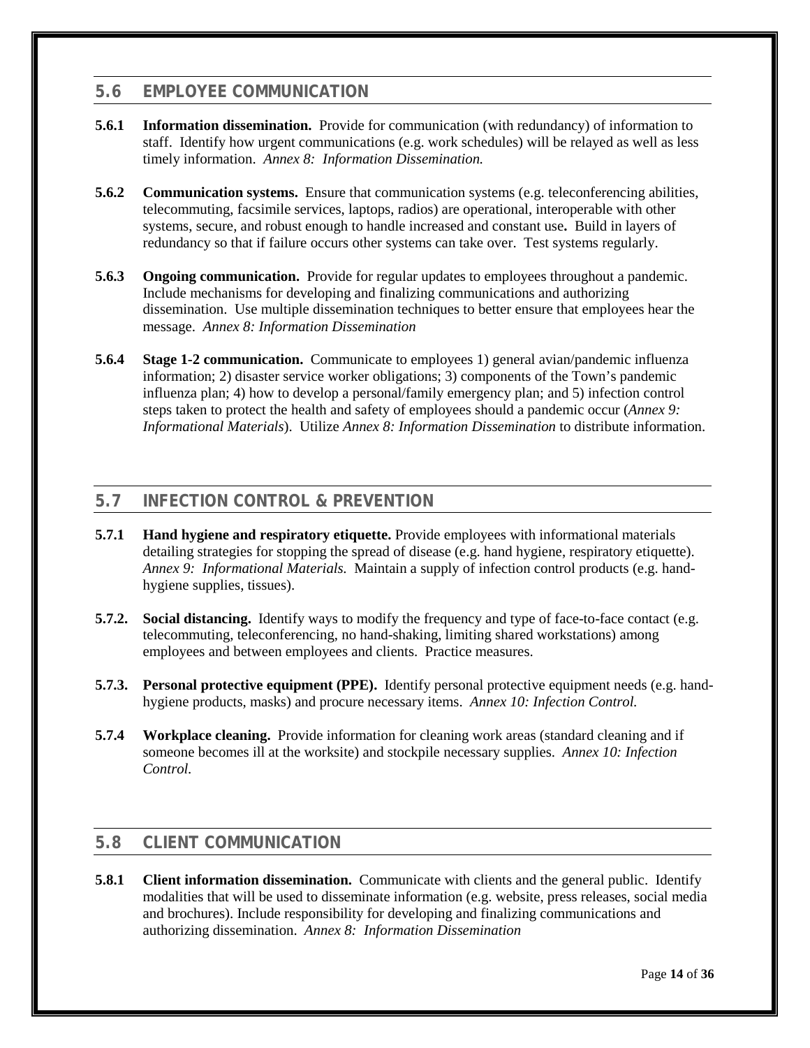## 5.6 EMPLOYEE COMMUNICATION

**5.6.1 Information dissemination.** Provide for communication (with redundancy) of information to staff. Identify how urgent communications (e.g. work schedules) will be relayed as well as less timely information. *Annex 8: Information Dissemination.*

**5.6.2 Communication systems.** Ensure that communication systems (e.g. teleconferencing abilities, telecommuting, facsimile services, laptops, radios) are operational, interoperable with other systems, secure, and robust enough to handle increased and constant use**.** Build in layers of redundancy so that if failure occurs other systems can take over. Test systems regularly.

**5.6.3 Ongoing communication.** Provide for regular updates to employees throughout a pandemic. Include mechanisms for developing and finalizing communications and authorizing dissemination. Use multiple dissemination techniques to better ensure that employees hear the message. *Annex 8: Information Dissemination*

**5.6.4 Stage 1-2 communication.** Communicate to employees 1) general avian/pandemic influenza information; 2) disaster service worker obligations; 3) components of the Town's pandemic influenza plan; 4) how to develop a personal/family emergency plan; and 5) infection control steps taken to protect the health and safety of employees should a pandemic occur (*Annex 9: Informational Materials*). Utilize *Annex 8: Information Dissemination* to distribute information.

## 5.7 INFECTION CONTROL & PREVENTION

**5.7.1 Hand hygiene and respiratory etiquette.** Provide employees with informational materials detailing strategies for stopping the spread of disease (e.g. hand hygiene, respiratory etiquette). *Annex 9: Informational Materials.* Maintain a supply of infection control products (e.g. hand-hygiene supplies, tissues).

**5.7.2. Social distancing.** Identify ways to modify the frequency and type of face-to-face contact (e.g. telecommuting, teleconferencing, no hand-shaking, limiting shared workstations) among employees and between employees and clients. Practice measures.

**5.7.3. Personal protective equipment (PPE).** Identify personal protective equipment needs (e.g. hand-hygiene products, masks) and procure necessary items. *Annex 10: Infection Control.*

**5.7.4 Workplace cleaning.** Provide information for cleaning work areas (standard cleaning and if someone becomes ill at the worksite) and stockpile necessary supplies. *Annex 10: Infection Control.*

## 5.8 CLIENT COMMUNICATION

**5.8.1 Client information dissemination.** Communicate with clients and the general public. Identify modalities that will be used to disseminate information (e.g. website, press releases, social media and brochures). Include responsibility for developing and finalizing communications and authorizing dissemination. *Annex 8: Information Dissemination*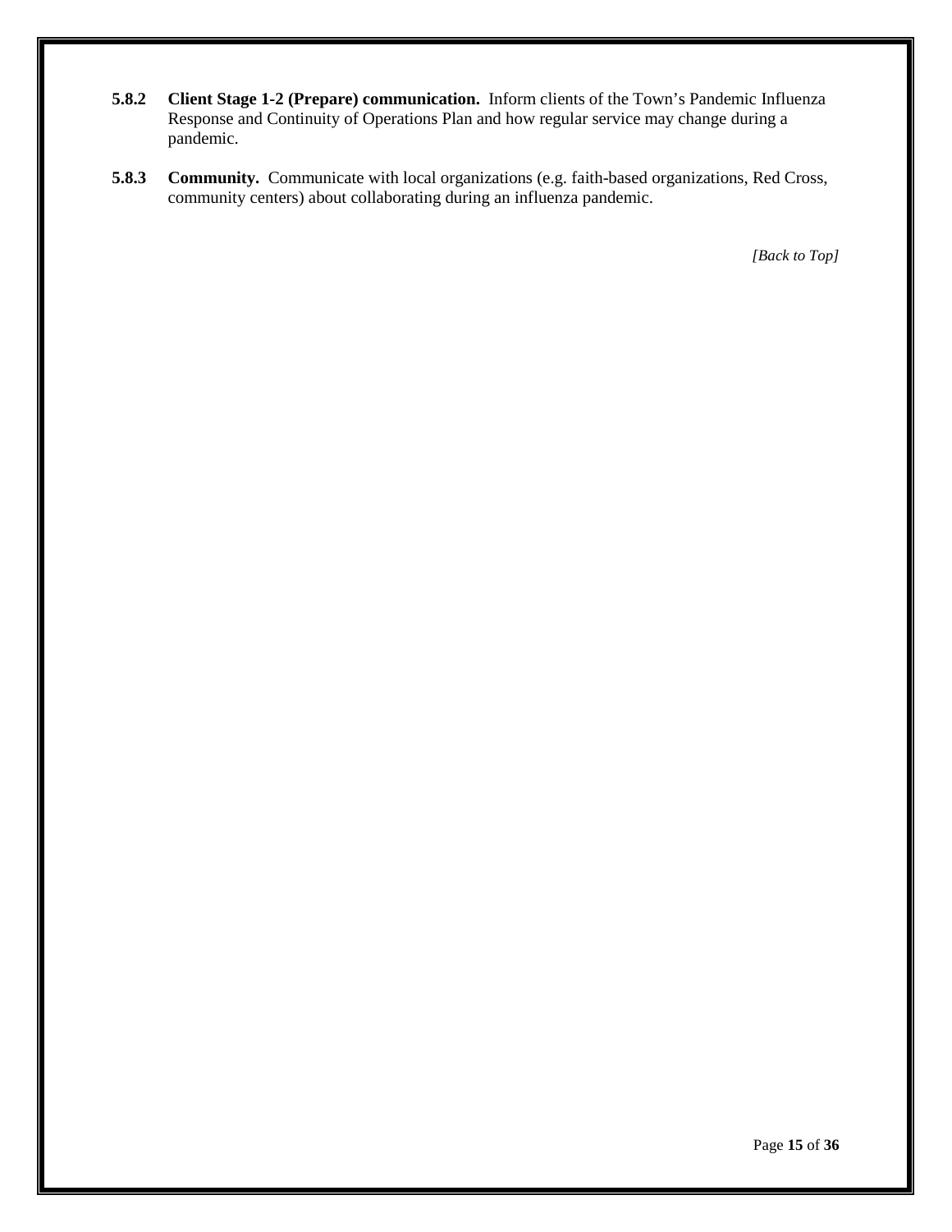**5.8.2 Client Stage 1-2 (Prepare) communication.** Inform clients of the Town's Pandemic Influenza Response and Continuity of Operations Plan and how regular service may change during a pandemic.

**5.8.3 Community.** Communicate with local organizations (e.g. faith-based organizations, Red Cross, community centers) about collaborating during an influenza pandemic.

*[Back to Top]*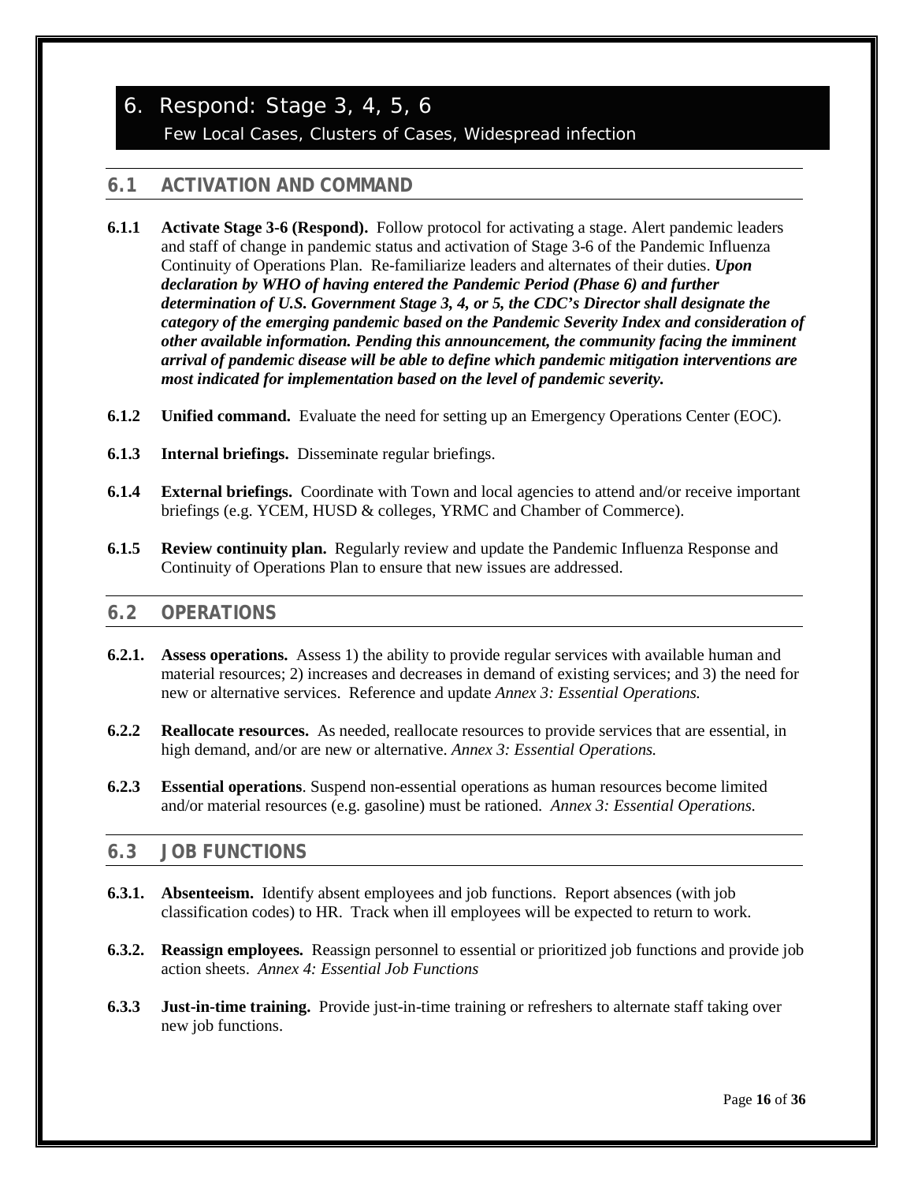# 6. Respond: Stage 3, 4, 5, 6

Few Local Cases, Clusters of Cases, Widespread infection

## 6.1 ACTIVATION AND COMMAND

**6.1.1 Activate Stage 3-6 (Respond).** Follow protocol for activating a stage. Alert pandemic leaders and staff of change in pandemic status and activation of Stage 3-6 of the Pandemic Influenza Continuity of Operations Plan. Re-familiarize leaders and alternates of their duties. ***Upon declaration by WHO of having entered the Pandemic Period (Phase 6) and further determination of U.S. Government Stage 3, 4, or 5, the CDC's Director shall designate the category of the emerging pandemic based on the Pandemic Severity Index and consideration of other available information. Pending this announcement, the community facing the imminent arrival of pandemic disease will be able to define which pandemic mitigation interventions are most indicated for implementation based on the level of pandemic severity.***

**6.1.2 Unified command.** Evaluate the need for setting up an Emergency Operations Center (EOC).

**6.1.3 Internal briefings.** Disseminate regular briefings.

**6.1.4 External briefings.** Coordinate with Town and local agencies to attend and/or receive important briefings (e.g. YCEM, HUSD & colleges, YRMC and Chamber of Commerce).

**6.1.5 Review continuity plan.** Regularly review and update the Pandemic Influenza Response and Continuity of Operations Plan to ensure that new issues are addressed.

## 6.2 OPERATIONS

**6.2.1. Assess operations.** Assess 1) the ability to provide regular services with available human and material resources; 2) increases and decreases in demand of existing services; and 3) the need for new or alternative services. Reference and update *Annex 3: Essential Operations.*

**6.2.2 Reallocate resources.** As needed, reallocate resources to provide services that are essential, in high demand, and/or are new or alternative. *Annex 3: Essential Operations.*

**6.2.3 Essential operations**. Suspend non-essential operations as human resources become limited and/or material resources (e.g. gasoline) must be rationed. *Annex 3: Essential Operations.*

## 6.3 JOB FUNCTIONS

**6.3.1. Absenteeism.** Identify absent employees and job functions. Report absences (with job classification codes) to HR. Track when ill employees will be expected to return to work.

**6.3.2. Reassign employees.** Reassign personnel to essential or prioritized job functions and provide job action sheets. *Annex 4: Essential Job Functions*

**6.3.3 Just-in-time training.** Provide just-in-time training or refreshers to alternate staff taking over new job functions.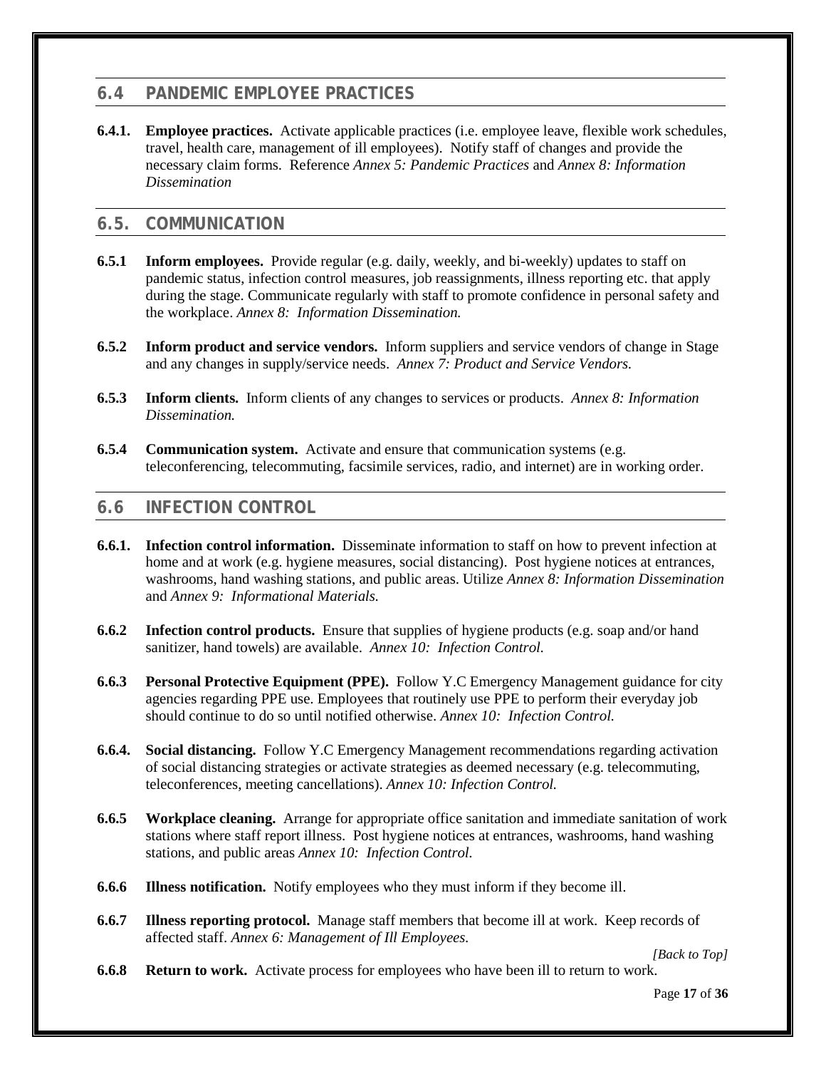## 6.4 PANDEMIC EMPLOYEE PRACTICES

**6.4.1. Employee practices.** Activate applicable practices (i.e. employee leave, flexible work schedules, travel, health care, management of ill employees). Notify staff of changes and provide the necessary claim forms. Reference *Annex 5: Pandemic Practices* and *Annex 8: Information Dissemination*

## 6.5. COMMUNICATION

**6.5.1 Inform employees.** Provide regular (e.g. daily, weekly, and bi-weekly) updates to staff on pandemic status, infection control measures, job reassignments, illness reporting etc. that apply during the stage. Communicate regularly with staff to promote confidence in personal safety and the workplace. *Annex 8: Information Dissemination.*

**6.5.2 Inform product and service vendors.** Inform suppliers and service vendors of change in Stage and any changes in supply/service needs. *Annex 7: Product and Service Vendors.*

**6.5.3 Inform clients.** Inform clients of any changes to services or products. *Annex 8: Information Dissemination.*

**6.5.4 Communication system.** Activate and ensure that communication systems (e.g. teleconferencing, telecommuting, facsimile services, radio, and internet) are in working order.

## 6.6 INFECTION CONTROL

**6.6.1. Infection control information.** Disseminate information to staff on how to prevent infection at home and at work (e.g. hygiene measures, social distancing). Post hygiene notices at entrances, washrooms, hand washing stations, and public areas. Utilize *Annex 8: Information Dissemination* and *Annex 9: Informational Materials.*

**6.6.2 Infection control products.** Ensure that supplies of hygiene products (e.g. soap and/or hand sanitizer, hand towels) are available. *Annex 10: Infection Control.*

**6.6.3 Personal Protective Equipment (PPE).** Follow Y.C Emergency Management guidance for city agencies regarding PPE use. Employees that routinely use PPE to perform their everyday job should continue to do so until notified otherwise. *Annex 10: Infection Control.*

**6.6.4. Social distancing.** Follow Y.C Emergency Management recommendations regarding activation of social distancing strategies or activate strategies as deemed necessary (e.g. telecommuting, teleconferences, meeting cancellations). *Annex 10: Infection Control.*

**6.6.5 Workplace cleaning.** Arrange for appropriate office sanitation and immediate sanitation of work stations where staff report illness. Post hygiene notices at entrances, washrooms, hand washing stations, and public areas *Annex 10: Infection Control.*

**6.6.6 Illness notification.** Notify employees who they must inform if they become ill.

**6.6.7 Illness reporting protocol.** Manage staff members that become ill at work. Keep records of affected staff. *Annex 6: Management of Ill Employees.*

*[Back to Top]*

**6.6.8 Return to work.** Activate process for employees who have been ill to return to work.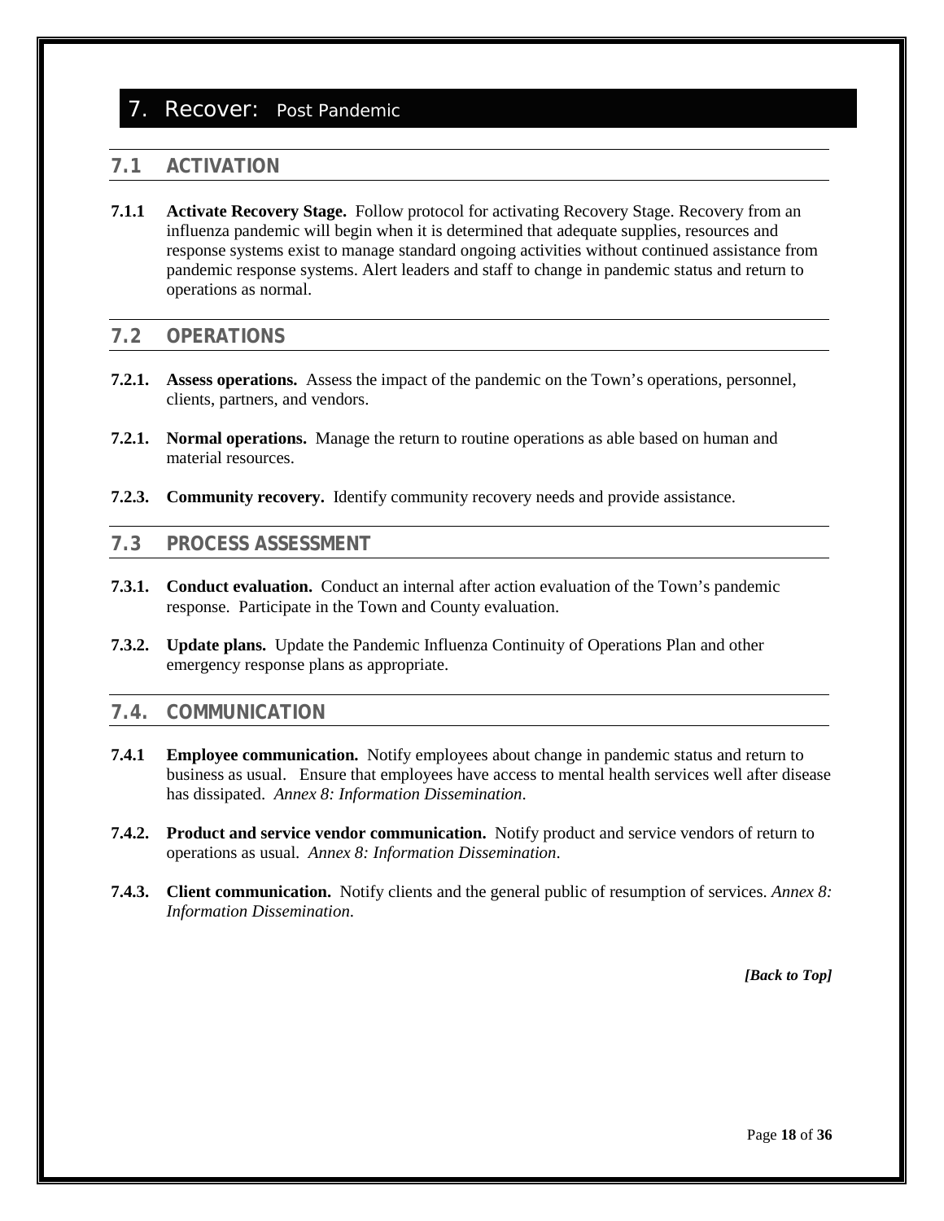# 7. Recover: Post Pandemic

## 7.1 ACTIVATION

**7.1.1 Activate Recovery Stage.** Follow protocol for activating Recovery Stage. Recovery from an influenza pandemic will begin when it is determined that adequate supplies, resources and response systems exist to manage standard ongoing activities without continued assistance from pandemic response systems. Alert leaders and staff to change in pandemic status and return to operations as normal.

## 7.2 OPERATIONS

**7.2.1. Assess operations.** Assess the impact of the pandemic on the Town's operations, personnel, clients, partners, and vendors.

**7.2.1. Normal operations.** Manage the return to routine operations as able based on human and material resources.

**7.2.3. Community recovery.** Identify community recovery needs and provide assistance.

## 7.3 PROCESS ASSESSMENT

**7.3.1. Conduct evaluation.** Conduct an internal after action evaluation of the Town's pandemic response. Participate in the Town and County evaluation.

**7.3.2. Update plans.** Update the Pandemic Influenza Continuity of Operations Plan and other emergency response plans as appropriate.

## 7.4. COMMUNICATION

**7.4.1 Employee communication.** Notify employees about change in pandemic status and return to business as usual. Ensure that employees have access to mental health services well after disease has dissipated. *Annex 8: Information Dissemination*.

**7.4.2. Product and service vendor communication.** Notify product and service vendors of return to operations as usual. *Annex 8: Information Dissemination*.

**7.4.3. Client communication.** Notify clients and the general public of resumption of services. *Annex 8: Information Dissemination*.

***[Back to Top]***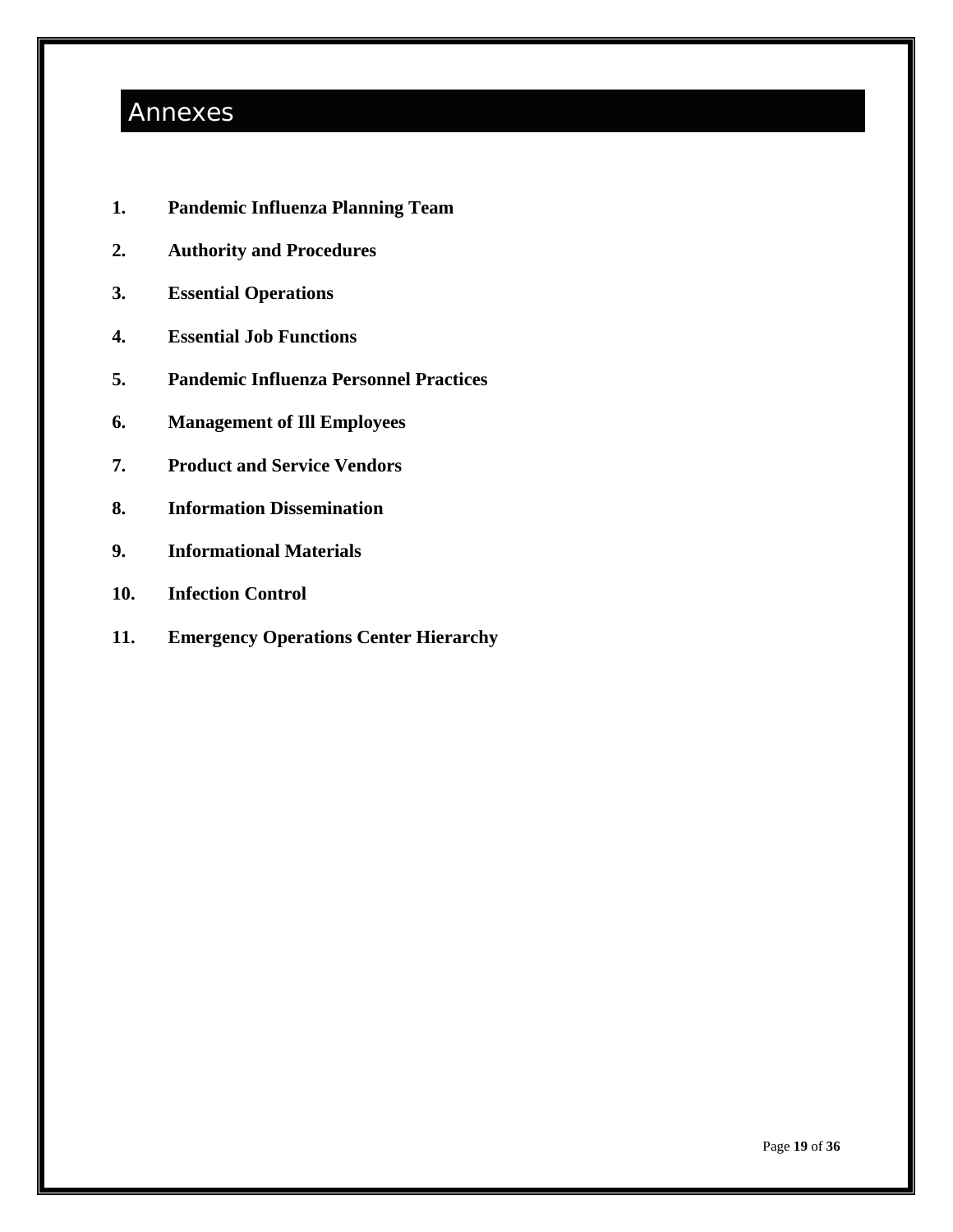# Annexes

1. **Pandemic Influenza Planning Team**
2. **Authority and Procedures**
3. **Essential Operations**
4. **Essential Job Functions**
5. **Pandemic Influenza Personnel Practices**
6. **Management of Ill Employees**
7. **Product and Service Vendors**
8. **Information Dissemination**
9. **Informational Materials**
10. **Infection Control**
11. **Emergency Operations Center Hierarchy**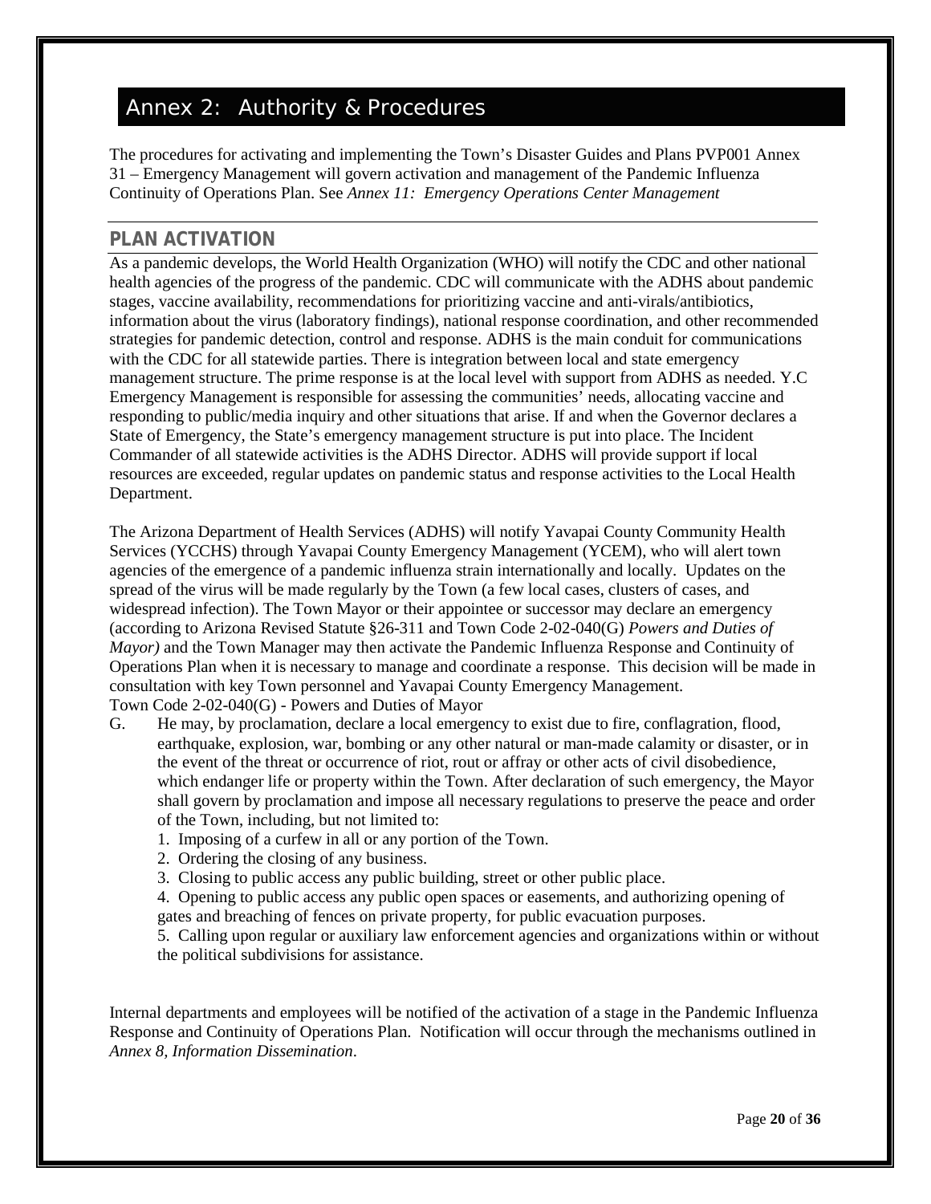# Annex 2: Authority & Procedures

The procedures for activating and implementing the Town's Disaster Guides and Plans PVP001 Annex 31 – Emergency Management will govern activation and management of the Pandemic Influenza Continuity of Operations Plan. See *Annex 11: Emergency Operations Center Management*

## PLAN ACTIVATION

As a pandemic develops, the World Health Organization (WHO) will notify the CDC and other national health agencies of the progress of the pandemic. CDC will communicate with the ADHS about pandemic stages, vaccine availability, recommendations for prioritizing vaccine and anti-virals/antibiotics, information about the virus (laboratory findings), national response coordination, and other recommended strategies for pandemic detection, control and response. ADHS is the main conduit for communications with the CDC for all statewide parties. There is integration between local and state emergency management structure. The prime response is at the local level with support from ADHS as needed. Y.C Emergency Management is responsible for assessing the communities' needs, allocating vaccine and responding to public/media inquiry and other situations that arise. If and when the Governor declares a State of Emergency, the State's emergency management structure is put into place. The Incident Commander of all statewide activities is the ADHS Director. ADHS will provide support if local resources are exceeded, regular updates on pandemic status and response activities to the Local Health Department.

The Arizona Department of Health Services (ADHS) will notify Yavapai County Community Health Services (YCCHS) through Yavapai County Emergency Management (YCEM), who will alert town agencies of the emergence of a pandemic influenza strain internationally and locally. Updates on the spread of the virus will be made regularly by the Town (a few local cases, clusters of cases, and widespread infection). The Town Mayor or their appointee or successor may declare an emergency (according to Arizona Revised Statute §26-311 and Town Code 2-02-040(G) *Powers and Duties of Mayor)* and the Town Manager may then activate the Pandemic Influenza Response and Continuity of Operations Plan when it is necessary to manage and coordinate a response. This decision will be made in consultation with key Town personnel and Yavapai County Emergency Management.
Town Code 2-02-040(G) - Powers and Duties of Mayor

G. He may, by proclamation, declare a local emergency to exist due to fire, conflagration, flood, earthquake, explosion, war, bombing or any other natural or man-made calamity or disaster, or in the event of the threat or occurrence of riot, rout or affray or other acts of civil disobedience, which endanger life or property within the Town. After declaration of such emergency, the Mayor shall govern by proclamation and impose all necessary regulations to preserve the peace and order of the Town, including, but not limited to:
   1. Imposing of a curfew in all or any portion of the Town.
   2. Ordering the closing of any business.
   3. Closing to public access any public building, street or other public place.
   4. Opening to public access any public open spaces or easements, and authorizing opening of gates and breaching of fences on private property, for public evacuation purposes.
   5. Calling upon regular or auxiliary law enforcement agencies and organizations within or without the political subdivisions for assistance.

Internal departments and employees will be notified of the activation of a stage in the Pandemic Influenza Response and Continuity of Operations Plan. Notification will occur through the mechanisms outlined in *Annex 8, Information Dissemination*.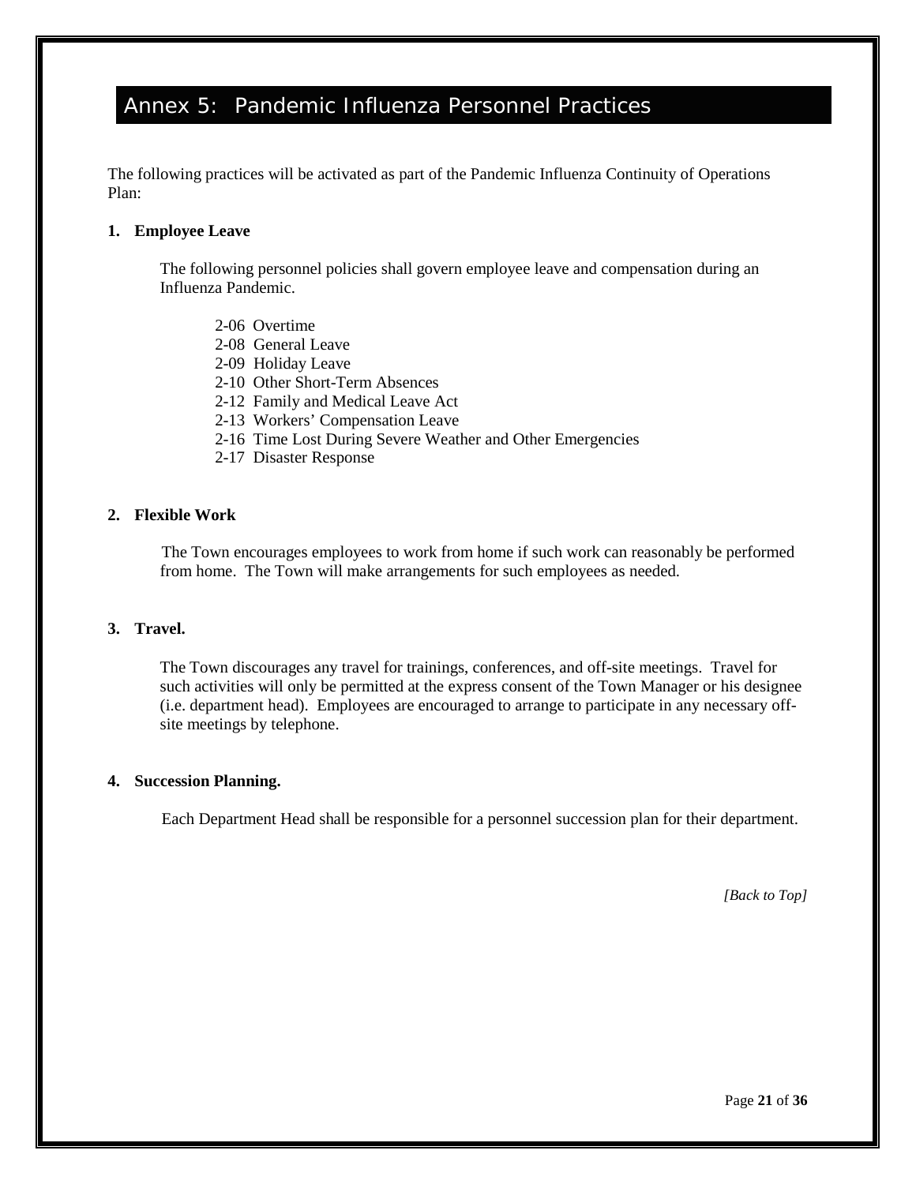# Annex 5: Pandemic Influenza Personnel Practices

The following practices will be activated as part of the Pandemic Influenza Continuity of Operations Plan:

**1. Employee Leave**

The following personnel policies shall govern employee leave and compensation during an Influenza Pandemic.

- 2-06 Overtime
- 2-08 General Leave
- 2-09 Holiday Leave
- 2-10 Other Short-Term Absences
- 2-12 Family and Medical Leave Act
- 2-13 Workers' Compensation Leave
- 2-16 Time Lost During Severe Weather and Other Emergencies
- 2-17 Disaster Response

**2. Flexible Work**

The Town encourages employees to work from home if such work can reasonably be performed from home. The Town will make arrangements for such employees as needed.

**3. Travel.**

The Town discourages any travel for trainings, conferences, and off-site meetings. Travel for such activities will only be permitted at the express consent of the Town Manager or his designee (i.e. department head). Employees are encouraged to arrange to participate in any necessary off-site meetings by telephone.

**4. Succession Planning.**

Each Department Head shall be responsible for a personnel succession plan for their department.

*[Back to Top]*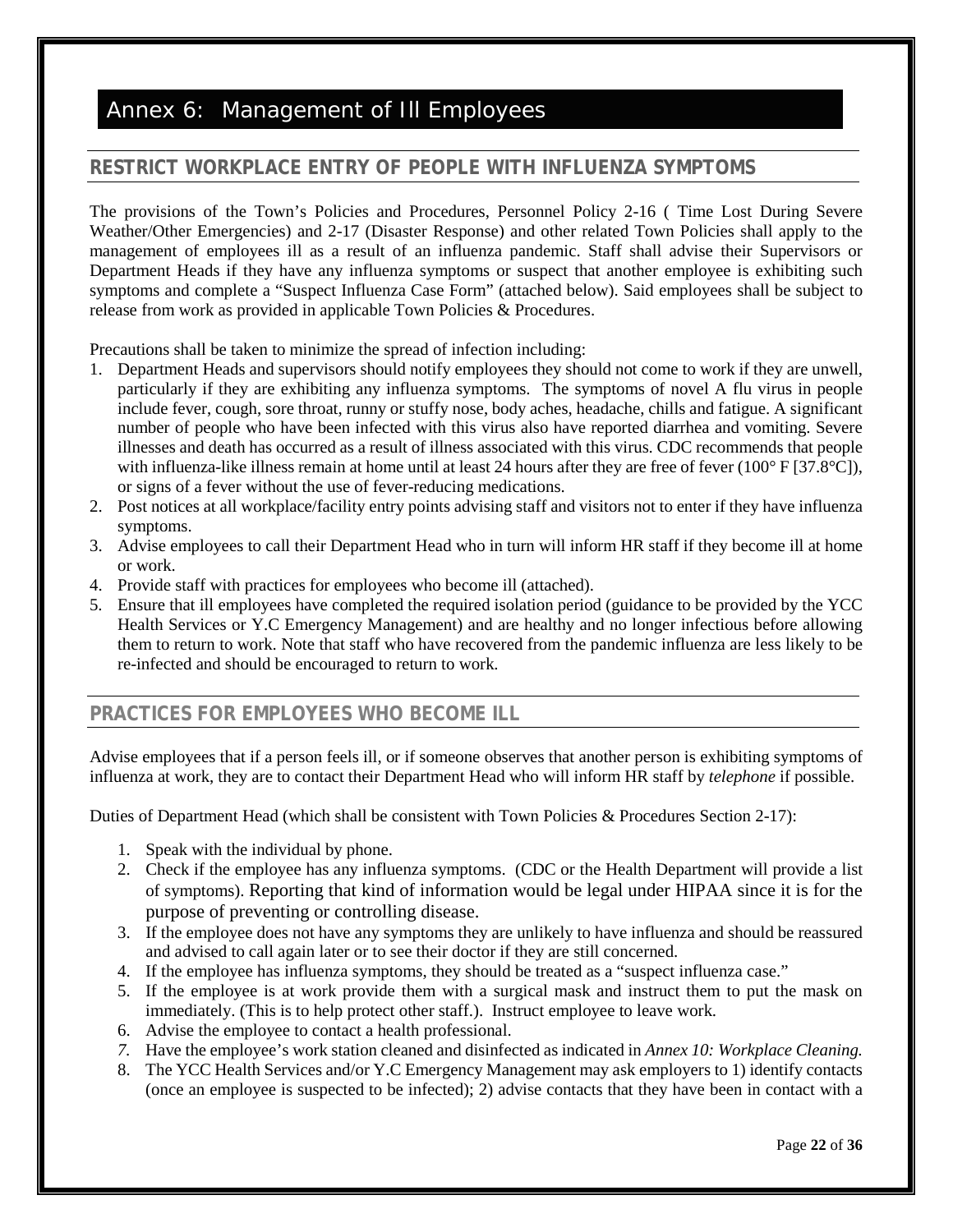# Annex 6: Management of Ill Employees

## RESTRICT WORKPLACE ENTRY OF PEOPLE WITH INFLUENZA SYMPTOMS

The provisions of the Town's Policies and Procedures, Personnel Policy 2-16 ( Time Lost During Severe Weather/Other Emergencies) and 2-17 (Disaster Response) and other related Town Policies shall apply to the management of employees ill as a result of an influenza pandemic. Staff shall advise their Supervisors or Department Heads if they have any influenza symptoms or suspect that another employee is exhibiting such symptoms and complete a "Suspect Influenza Case Form" (attached below). Said employees shall be subject to release from work as provided in applicable Town Policies & Procedures.

Precautions shall be taken to minimize the spread of infection including:

1. Department Heads and supervisors should notify employees they should not come to work if they are unwell, particularly if they are exhibiting any influenza symptoms. The symptoms of novel A flu virus in people include fever, cough, sore throat, runny or stuffy nose, body aches, headache, chills and fatigue. A significant number of people who have been infected with this virus also have reported diarrhea and vomiting. Severe illnesses and death has occurred as a result of illness associated with this virus. CDC recommends that people with influenza-like illness remain at home until at least 24 hours after they are free of fever (100° F [37.8°C]), or signs of a fever without the use of fever-reducing medications.
2. Post notices at all workplace/facility entry points advising staff and visitors not to enter if they have influenza symptoms.
3. Advise employees to call their Department Head who in turn will inform HR staff if they become ill at home or work.
4. Provide staff with practices for employees who become ill (attached).
5. Ensure that ill employees have completed the required isolation period (guidance to be provided by the YCC Health Services or Y.C Emergency Management) and are healthy and no longer infectious before allowing them to return to work. Note that staff who have recovered from the pandemic influenza are less likely to be re-infected and should be encouraged to return to work.

## PRACTICES FOR EMPLOYEES WHO BECOME ILL

Advise employees that if a person feels ill, or if someone observes that another person is exhibiting symptoms of influenza at work, they are to contact their Department Head who will inform HR staff by *telephone* if possible.

Duties of Department Head (which shall be consistent with Town Policies & Procedures Section 2-17):

1. Speak with the individual by phone.
2. Check if the employee has any influenza symptoms. (CDC or the Health Department will provide a list of symptoms). Reporting that kind of information would be legal under HIPAA since it is for the purpose of preventing or controlling disease.
3. If the employee does not have any symptoms they are unlikely to have influenza and should be reassured and advised to call again later or to see their doctor if they are still concerned.
4. If the employee has influenza symptoms, they should be treated as a "suspect influenza case."
5. If the employee is at work provide them with a surgical mask and instruct them to put the mask on immediately. (This is to help protect other staff.). Instruct employee to leave work.
6. Advise the employee to contact a health professional.
7. Have the employee's work station cleaned and disinfected as indicated in *Annex 10: Workplace Cleaning.*
8. The YCC Health Services and/or Y.C Emergency Management may ask employers to 1) identify contacts (once an employee is suspected to be infected); 2) advise contacts that they have been in contact with a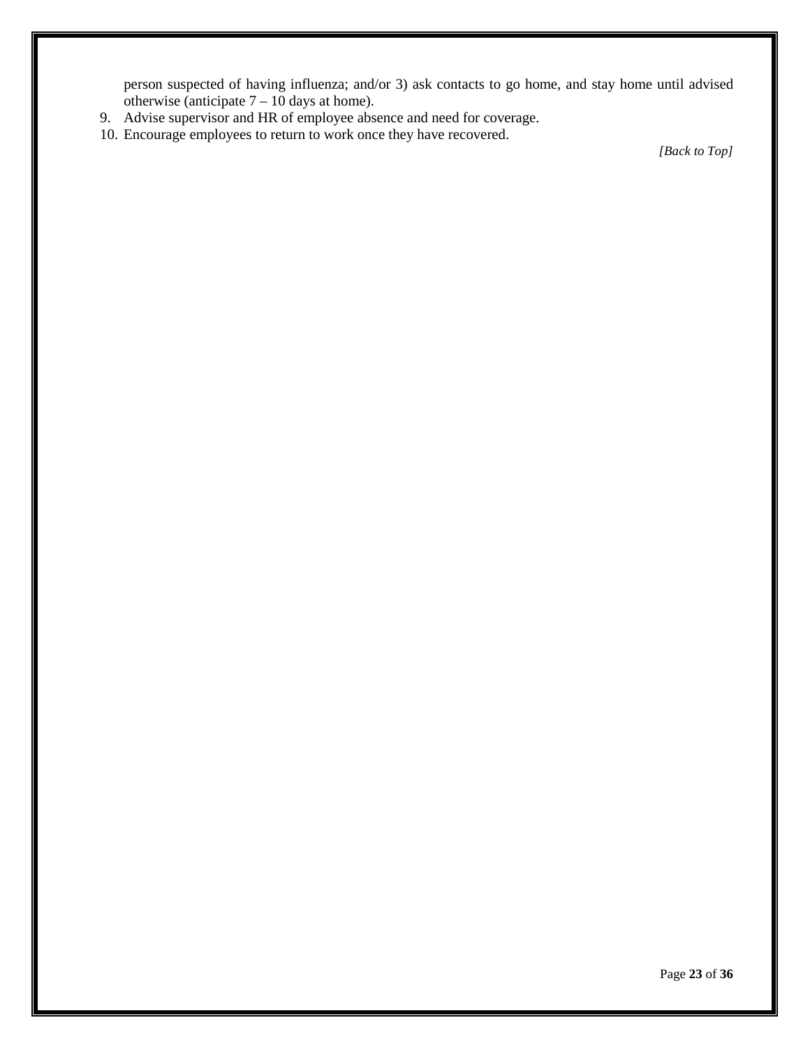person suspected of having influenza; and/or 3) ask contacts to go home, and stay home until advised otherwise (anticipate 7 – 10 days at home).

9. Advise supervisor and HR of employee absence and need for coverage.
10. Encourage employees to return to work once they have recovered.

*[Back to Top]*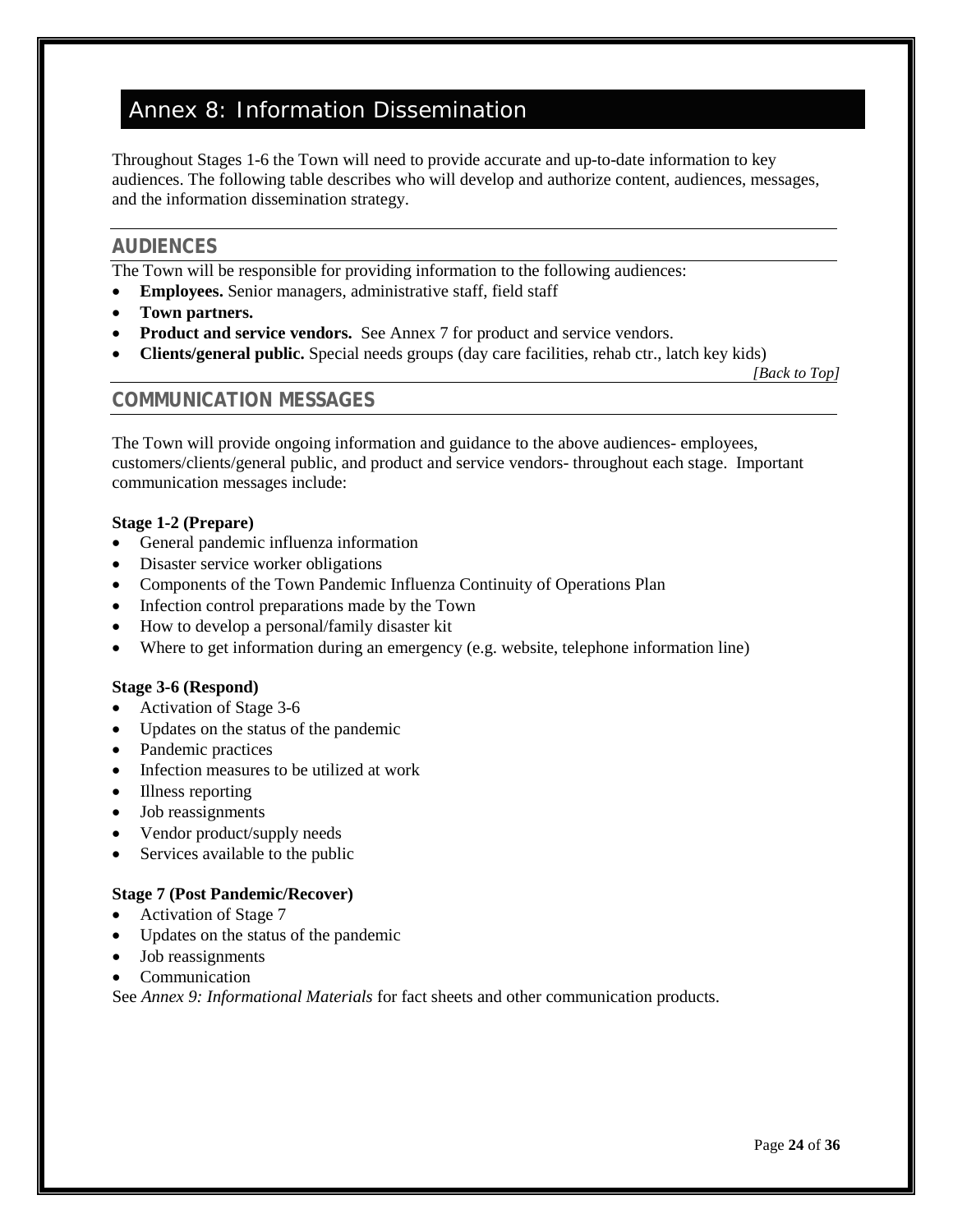# Annex 8: Information Dissemination

Throughout Stages 1-6 the Town will need to provide accurate and up-to-date information to key audiences. The following table describes who will develop and authorize content, audiences, messages, and the information dissemination strategy.

## AUDIENCES

The Town will be responsible for providing information to the following audiences:

- **Employees.** Senior managers, administrative staff, field staff
- **Town partners.**
- **Product and service vendors.** See Annex 7 for product and service vendors.
- **Clients/general public.** Special needs groups (day care facilities, rehab ctr., latch key kids)

*[Back to Top]*

## COMMUNICATION MESSAGES

The Town will provide ongoing information and guidance to the above audiences- employees, customers/clients/general public, and product and service vendors- throughout each stage. Important communication messages include:

**Stage 1-2 (Prepare)**

- General pandemic influenza information
- Disaster service worker obligations
- Components of the Town Pandemic Influenza Continuity of Operations Plan
- Infection control preparations made by the Town
- How to develop a personal/family disaster kit
- Where to get information during an emergency (e.g. website, telephone information line)

**Stage 3-6 (Respond)**

- Activation of Stage 3-6
- Updates on the status of the pandemic
- Pandemic practices
- Infection measures to be utilized at work
- Illness reporting
- Job reassignments
- Vendor product/supply needs
- Services available to the public

**Stage 7 (Post Pandemic/Recover)**

- Activation of Stage 7
- Updates on the status of the pandemic
- Job reassignments
- Communication

See *Annex 9: Informational Materials* for fact sheets and other communication products.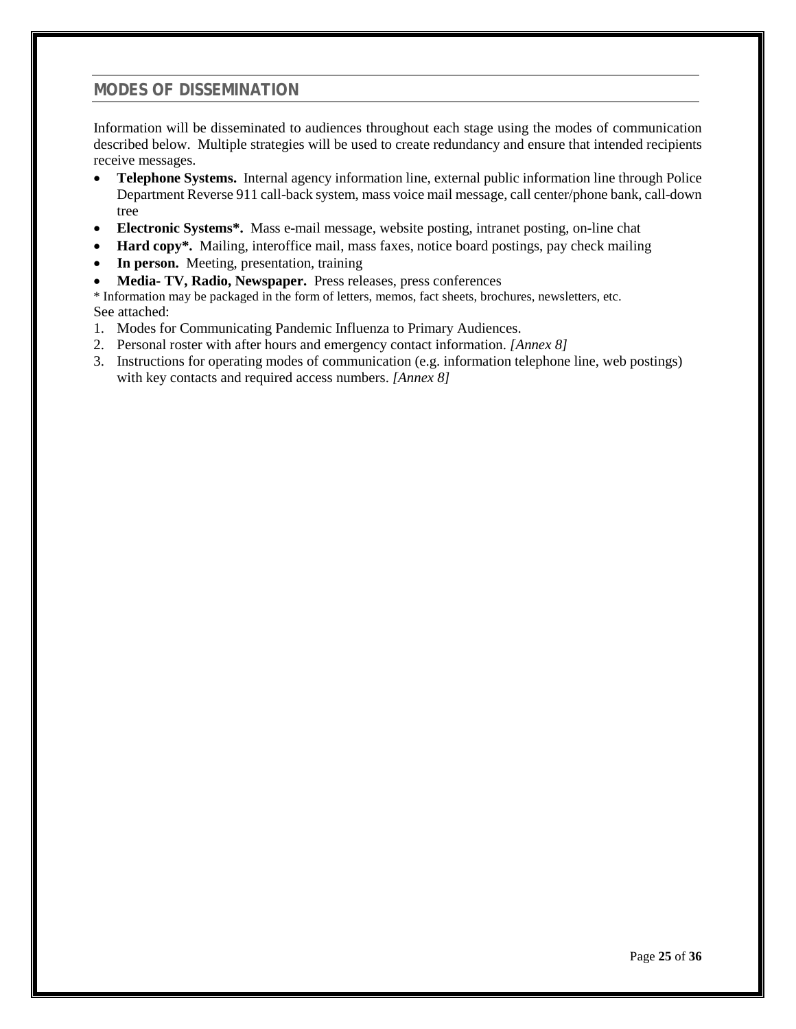## MODES OF DISSEMINATION

Information will be disseminated to audiences throughout each stage using the modes of communication described below. Multiple strategies will be used to create redundancy and ensure that intended recipients receive messages.

- **Telephone Systems.** Internal agency information line, external public information line through Police Department Reverse 911 call-back system, mass voice mail message, call center/phone bank, call-down tree
- **Electronic Systems*.** Mass e-mail message, website posting, intranet posting, on-line chat
- **Hard copy*.** Mailing, interoffice mail, mass faxes, notice board postings, pay check mailing
- **In person.** Meeting, presentation, training
- **Media- TV, Radio, Newspaper.** Press releases, press conferences

* Information may be packaged in the form of letters, memos, fact sheets, brochures, newsletters, etc.

See attached:

1. Modes for Communicating Pandemic Influenza to Primary Audiences.
2. Personal roster with after hours and emergency contact information. *[Annex 8]*
3. Instructions for operating modes of communication (e.g. information telephone line, web postings) with key contacts and required access numbers. *[Annex 8]*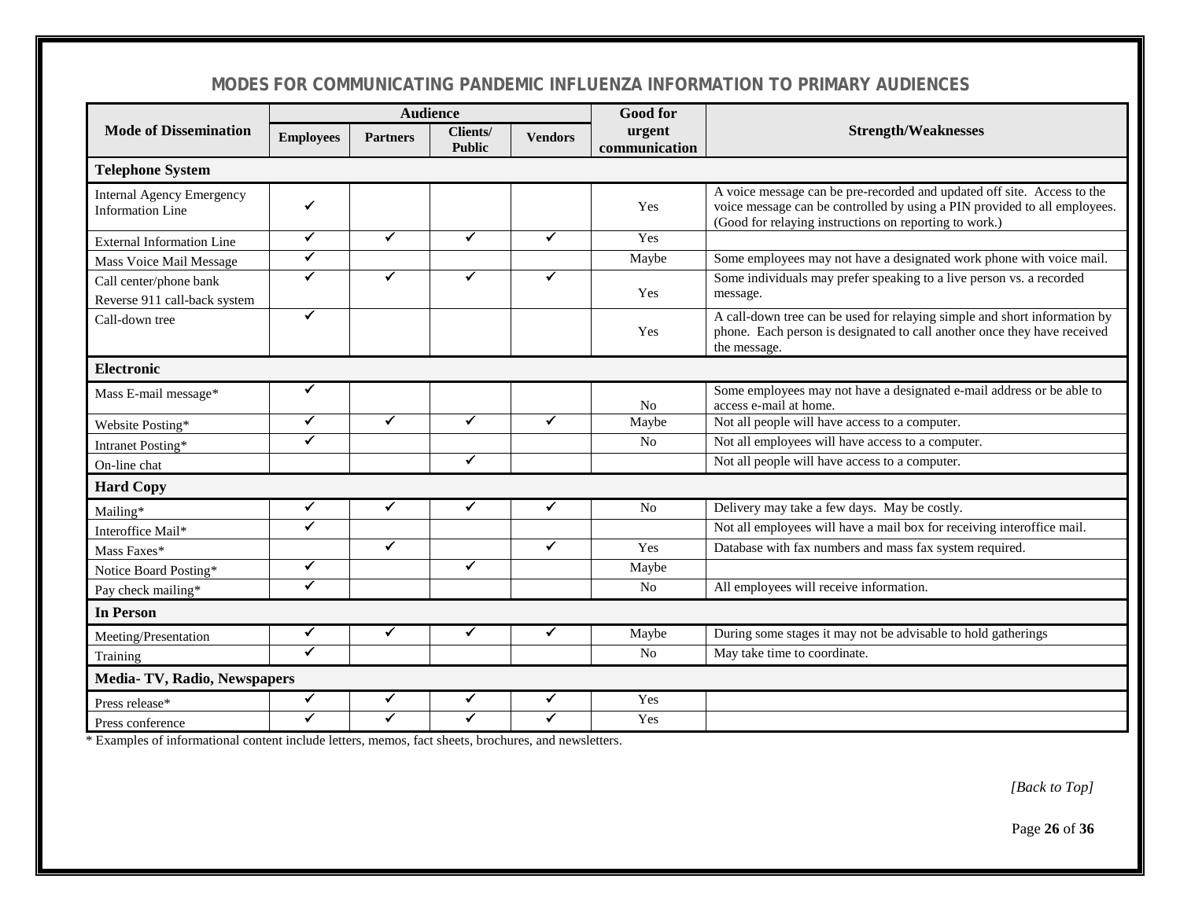## MODES FOR COMMUNICATING PANDEMIC INFLUENZA INFORMATION TO PRIMARY AUDIENCES

| Mode of Dissemination | Audience | | | | Good for urgent communication | Strength/Weaknesses |
|---|---|---|---|---|---|---|
| | Employees | Partners | Clients/ Public | Vendors | | |
| **Telephone System** | | | | | | |
| Internal Agency Emergency Information Line | ✓ | | | | Yes | A voice message can be pre-recorded and updated off site. Access to the voice message can be controlled by using a PIN provided to all employees. (Good for relaying instructions on reporting to work.) |
| External Information Line | ✓ | ✓ | ✓ | ✓ | Yes | |
| Mass Voice Mail Message | ✓ | | | | Maybe | Some employees may not have a designated work phone with voice mail. |
| Call center/phone bank Reverse 911 call-back system | ✓ | ✓ | ✓ | ✓ | Yes | Some individuals may prefer speaking to a live person vs. a recorded message. |
| Call-down tree | ✓ | | | | Yes | A call-down tree can be used for relaying simple and short information by phone. Each person is designated to call another once they have received the message. |
| **Electronic** | | | | | | |
| Mass E-mail message* | ✓ | | | | No | Some employees may not have a designated e-mail address or be able to access e-mail at home. |
| Website Posting* | ✓ | ✓ | ✓ | ✓ | Maybe | Not all people will have access to a computer. |
| Intranet Posting* | ✓ | | | | No | Not all employees will have access to a computer. |
| On-line chat | | | ✓ | | | Not all people will have access to a computer. |
| **Hard Copy** | | | | | | |
| Mailing* | ✓ | ✓ | ✓ | ✓ | No | Delivery may take a few days. May be costly. |
| Interoffice Mail* | ✓ | | | | | Not all employees will have a mail box for receiving interoffice mail. |
| Mass Faxes* | | ✓ | | ✓ | Yes | Database with fax numbers and mass fax system required. |
| Notice Board Posting* | ✓ | | ✓ | | Maybe | |
| Pay check mailing* | ✓ | | | | No | All employees will receive information. |
| **In Person** | | | | | | |
| Meeting/Presentation | ✓ | ✓ | ✓ | ✓ | Maybe | During some stages it may not be advisable to hold gatherings |
| Training | ✓ | | | | No | May take time to coordinate. |
| **Media- TV, Radio, Newspapers** | | | | | | |
| Press release* | ✓ | ✓ | ✓ | ✓ | Yes | |
| Press conference | ✓ | ✓ | ✓ | ✓ | Yes | |

* Examples of informational content include letters, memos, fact sheets, brochures, and newsletters.

*[Back to Top]*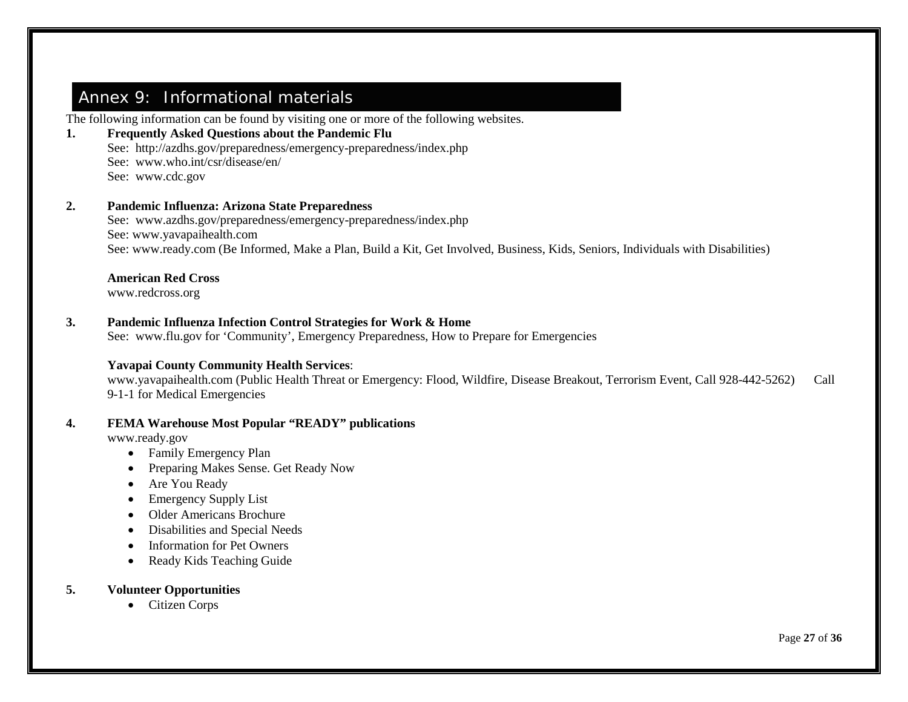# Annex 9: Informational materials

The following information can be found by visiting one or more of the following websites.

**1. Frequently Asked Questions about the Pandemic Flu**

See: http://azdhs.gov/preparedness/emergency-preparedness/index.php
See: www.who.int/csr/disease/en/
See: www.cdc.gov

**2. Pandemic Influenza: Arizona State Preparedness**

See: www.azdhs.gov/preparedness/emergency-preparedness/index.php
See: www.yavapaihealth.com
See: www.ready.com (Be Informed, Make a Plan, Build a Kit, Get Involved, Business, Kids, Seniors, Individuals with Disabilities)

**American Red Cross**
www.redcross.org

**3. Pandemic Influenza Infection Control Strategies for Work & Home**

See: www.flu.gov for 'Community', Emergency Preparedness, How to Prepare for Emergencies

**Yavapai County Community Health Services**:
www.yavapaihealth.com (Public Health Threat or Emergency: Flood, Wildfire, Disease Breakout, Terrorism Event, Call 928-442-5262) Call 9-1-1 for Medical Emergencies

**4. FEMA Warehouse Most Popular "READY" publications**

www.ready.gov

- Family Emergency Plan
- Preparing Makes Sense. Get Ready Now
- Are You Ready
- Emergency Supply List
- Older Americans Brochure
- Disabilities and Special Needs
- Information for Pet Owners
- Ready Kids Teaching Guide

**5. Volunteer Opportunities**

- Citizen Corps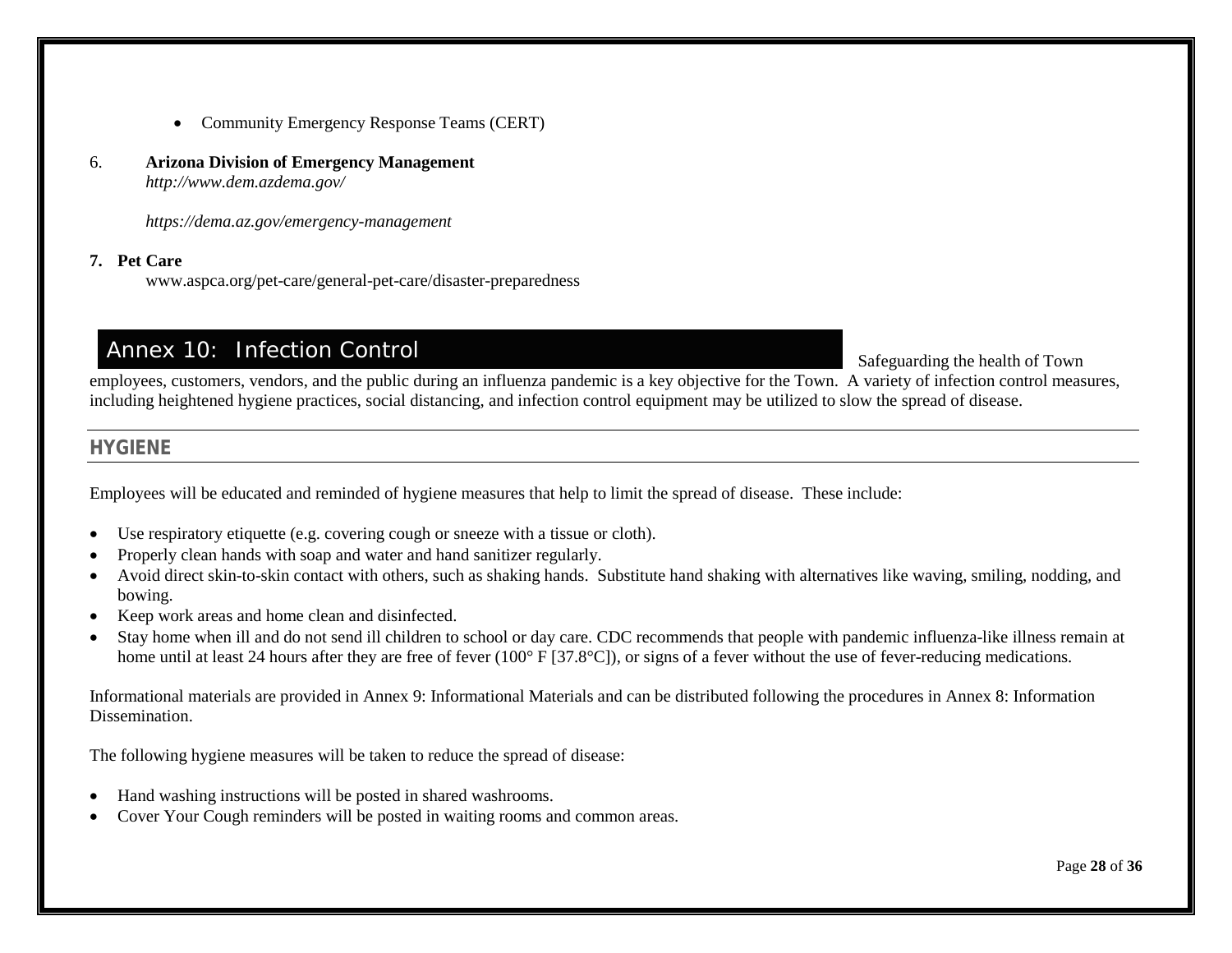- Community Emergency Response Teams (CERT)

6. **Arizona Division of Emergency Management**
   *http://www.dem.azdema.gov/*

   *https://dema.az.gov/emergency-management*

7. **Pet Care**
   www.aspca.org/pet-care/general-pet-care/disaster-preparedness

## Annex 10: Infection Control

Safeguarding the health of Town employees, customers, vendors, and the public during an influenza pandemic is a key objective for the Town. A variety of infection control measures, including heightened hygiene practices, social distancing, and infection control equipment may be utilized to slow the spread of disease.

### HYGIENE

Employees will be educated and reminded of hygiene measures that help to limit the spread of disease. These include:

- Use respiratory etiquette (e.g. covering cough or sneeze with a tissue or cloth).
- Properly clean hands with soap and water and hand sanitizer regularly.
- Avoid direct skin-to-skin contact with others, such as shaking hands. Substitute hand shaking with alternatives like waving, smiling, nodding, and bowing.
- Keep work areas and home clean and disinfected.
- Stay home when ill and do not send ill children to school or day care. CDC recommends that people with pandemic influenza-like illness remain at home until at least 24 hours after they are free of fever (100° F [37.8°C]), or signs of a fever without the use of fever-reducing medications.

Informational materials are provided in Annex 9: Informational Materials and can be distributed following the procedures in Annex 8: Information Dissemination.

The following hygiene measures will be taken to reduce the spread of disease:

- Hand washing instructions will be posted in shared washrooms.
- Cover Your Cough reminders will be posted in waiting rooms and common areas.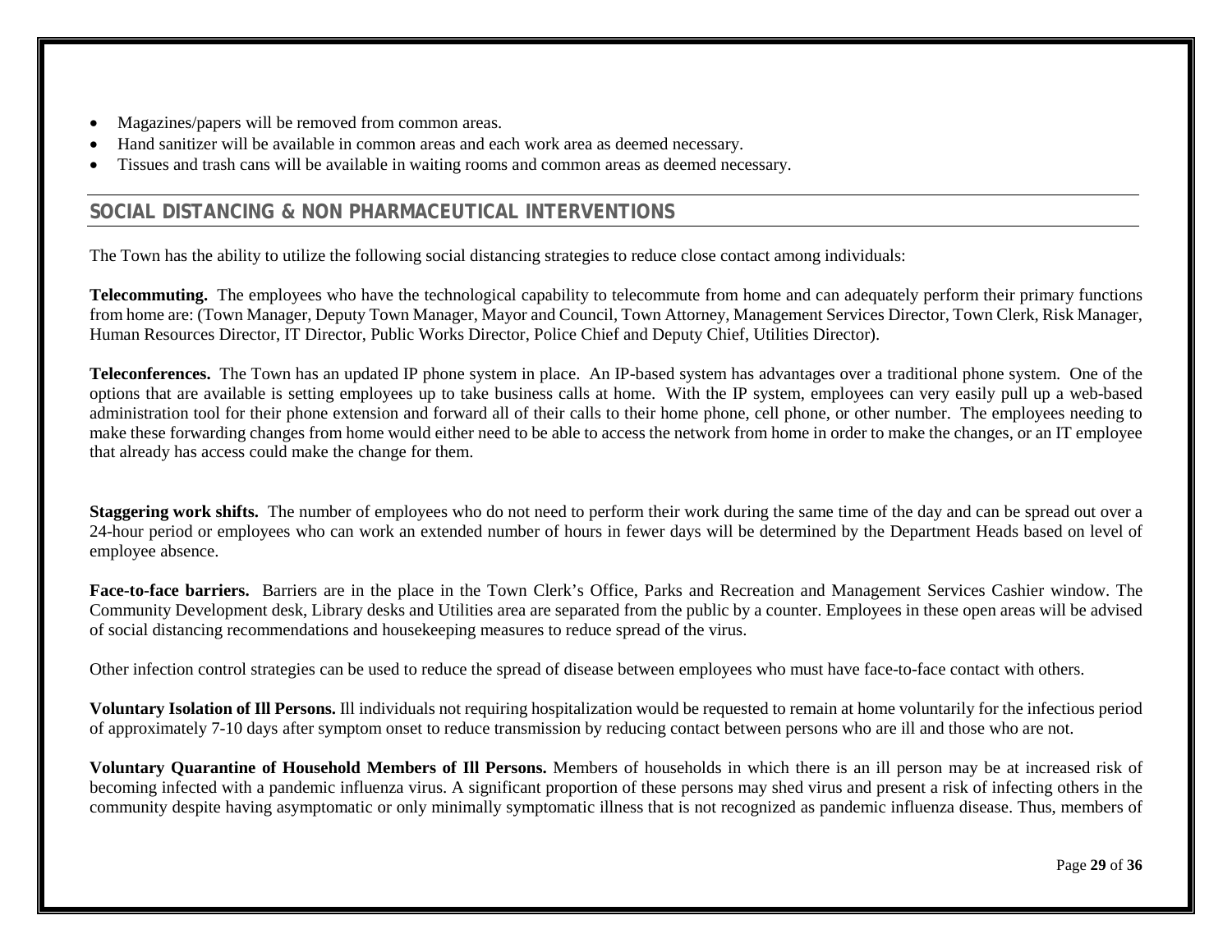- Magazines/papers will be removed from common areas.
- Hand sanitizer will be available in common areas and each work area as deemed necessary.
- Tissues and trash cans will be available in waiting rooms and common areas as deemed necessary.

## SOCIAL DISTANCING & NON PHARMACEUTICAL INTERVENTIONS

The Town has the ability to utilize the following social distancing strategies to reduce close contact among individuals:

**Telecommuting.** The employees who have the technological capability to telecommute from home and can adequately perform their primary functions from home are: (Town Manager, Deputy Town Manager, Mayor and Council, Town Attorney, Management Services Director, Town Clerk, Risk Manager, Human Resources Director, IT Director, Public Works Director, Police Chief and Deputy Chief, Utilities Director).

**Teleconferences.** The Town has an updated IP phone system in place. An IP-based system has advantages over a traditional phone system. One of the options that are available is setting employees up to take business calls at home. With the IP system, employees can very easily pull up a web-based administration tool for their phone extension and forward all of their calls to their home phone, cell phone, or other number. The employees needing to make these forwarding changes from home would either need to be able to access the network from home in order to make the changes, or an IT employee that already has access could make the change for them.

**Staggering work shifts.** The number of employees who do not need to perform their work during the same time of the day and can be spread out over a 24-hour period or employees who can work an extended number of hours in fewer days will be determined by the Department Heads based on level of employee absence.

**Face-to-face barriers.** Barriers are in the place in the Town Clerk's Office, Parks and Recreation and Management Services Cashier window. The Community Development desk, Library desks and Utilities area are separated from the public by a counter. Employees in these open areas will be advised of social distancing recommendations and housekeeping measures to reduce spread of the virus.

Other infection control strategies can be used to reduce the spread of disease between employees who must have face-to-face contact with others.

**Voluntary Isolation of Ill Persons.** Ill individuals not requiring hospitalization would be requested to remain at home voluntarily for the infectious period of approximately 7-10 days after symptom onset to reduce transmission by reducing contact between persons who are ill and those who are not.

**Voluntary Quarantine of Household Members of Ill Persons.** Members of households in which there is an ill person may be at increased risk of becoming infected with a pandemic influenza virus. A significant proportion of these persons may shed virus and present a risk of infecting others in the community despite having asymptomatic or only minimally symptomatic illness that is not recognized as pandemic influenza disease. Thus, members of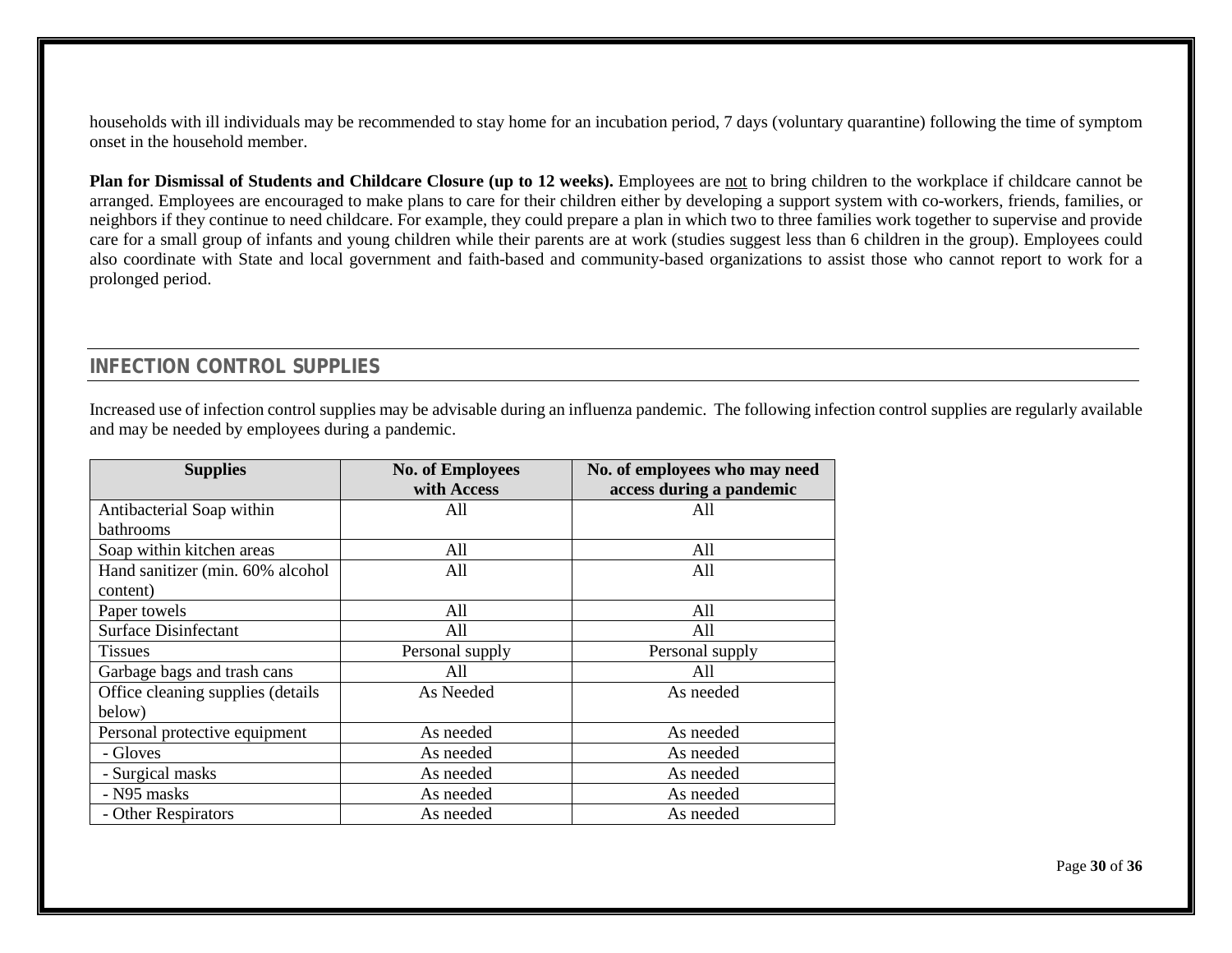households with ill individuals may be recommended to stay home for an incubation period, 7 days (voluntary quarantine) following the time of symptom onset in the household member.

**Plan for Dismissal of Students and Childcare Closure (up to 12 weeks).** Employees are <u>not</u> to bring children to the workplace if childcare cannot be arranged. Employees are encouraged to make plans to care for their children either by developing a support system with co-workers, friends, families, or neighbors if they continue to need childcare. For example, they could prepare a plan in which two to three families work together to supervise and provide care for a small group of infants and young children while their parents are at work (studies suggest less than 6 children in the group). Employees could also coordinate with State and local government and faith-based and community-based organizations to assist those who cannot report to work for a prolonged period.

## INFECTION CONTROL SUPPLIES

Increased use of infection control supplies may be advisable during an influenza pandemic. The following infection control supplies are regularly available and may be needed by employees during a pandemic.

| Supplies | No. of Employees with Access | No. of employees who may need access during a pandemic |
|---|---|---|
| Antibacterial Soap within bathrooms | All | All |
| Soap within kitchen areas | All | All |
| Hand sanitizer (min. 60% alcohol content) | All | All |
| Paper towels | All | All |
| Surface Disinfectant | All | All |
| Tissues | Personal supply | Personal supply |
| Garbage bags and trash cans | All | All |
| Office cleaning supplies (details below) | As Needed | As needed |
| Personal protective equipment | As needed | As needed |
| - Gloves | As needed | As needed |
| - Surgical masks | As needed | As needed |
| - N95 masks | As needed | As needed |
| - Other Respirators | As needed | As needed |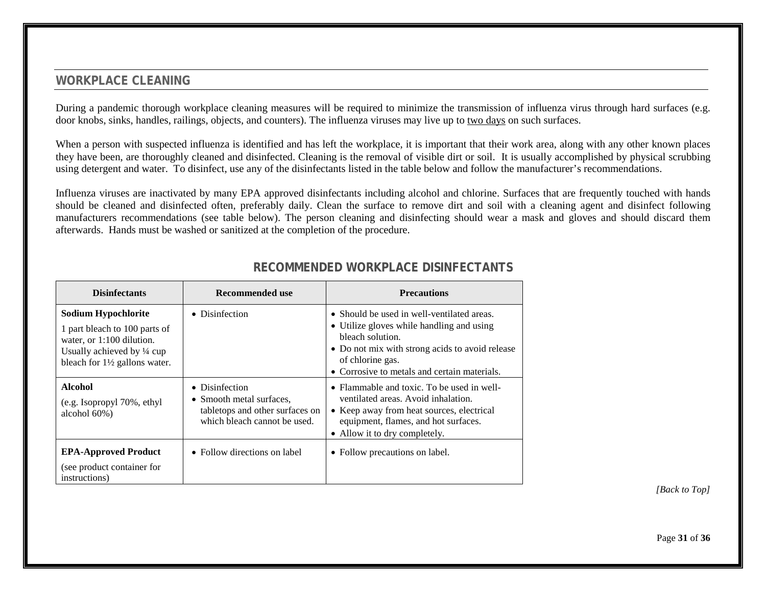## WORKPLACE CLEANING

During a pandemic thorough workplace cleaning measures will be required to minimize the transmission of influenza virus through hard surfaces (e.g. door knobs, sinks, handles, railings, objects, and counters). The influenza viruses may live up to <u>two days</u> on such surfaces.

When a person with suspected influenza is identified and has left the workplace, it is important that their work area, along with any other known places they have been, are thoroughly cleaned and disinfected. Cleaning is the removal of visible dirt or soil. It is usually accomplished by physical scrubbing using detergent and water. To disinfect, use any of the disinfectants listed in the table below and follow the manufacturer's recommendations.

Influenza viruses are inactivated by many EPA approved disinfectants including alcohol and chlorine. Surfaces that are frequently touched with hands should be cleaned and disinfected often, preferably daily. Clean the surface to remove dirt and soil with a cleaning agent and disinfect following manufacturers recommendations (see table below). The person cleaning and disinfecting should wear a mask and gloves and should discard them afterwards. Hands must be washed or sanitized at the completion of the procedure.

### RECOMMENDED WORKPLACE DISINFECTANTS

| Disinfectants | Recommended use | Precautions |
|---|---|---|
| **Sodium Hypochlorite**<br>1 part bleach to 100 parts of water, or 1:100 dilution. Usually achieved by ¼ cup bleach for 1½ gallons water. | • Disinfection | • Should be used in well-ventilated areas.<br>• Utilize gloves while handling and using bleach solution.<br>• Do not mix with strong acids to avoid release of chlorine gas.<br>• Corrosive to metals and certain materials. |
| **Alcohol**<br>(e.g. Isopropyl 70%, ethyl alcohol 60%) | • Disinfection<br>• Smooth metal surfaces, tabletops and other surfaces on which bleach cannot be used. | • Flammable and toxic. To be used in well-ventilated areas. Avoid inhalation.<br>• Keep away from heat sources, electrical equipment, flames, and hot surfaces.<br>• Allow it to dry completely. |
| **EPA-Approved Product**<br>(see product container for instructions) | • Follow directions on label | • Follow precautions on label. |

*[Back to Top]*